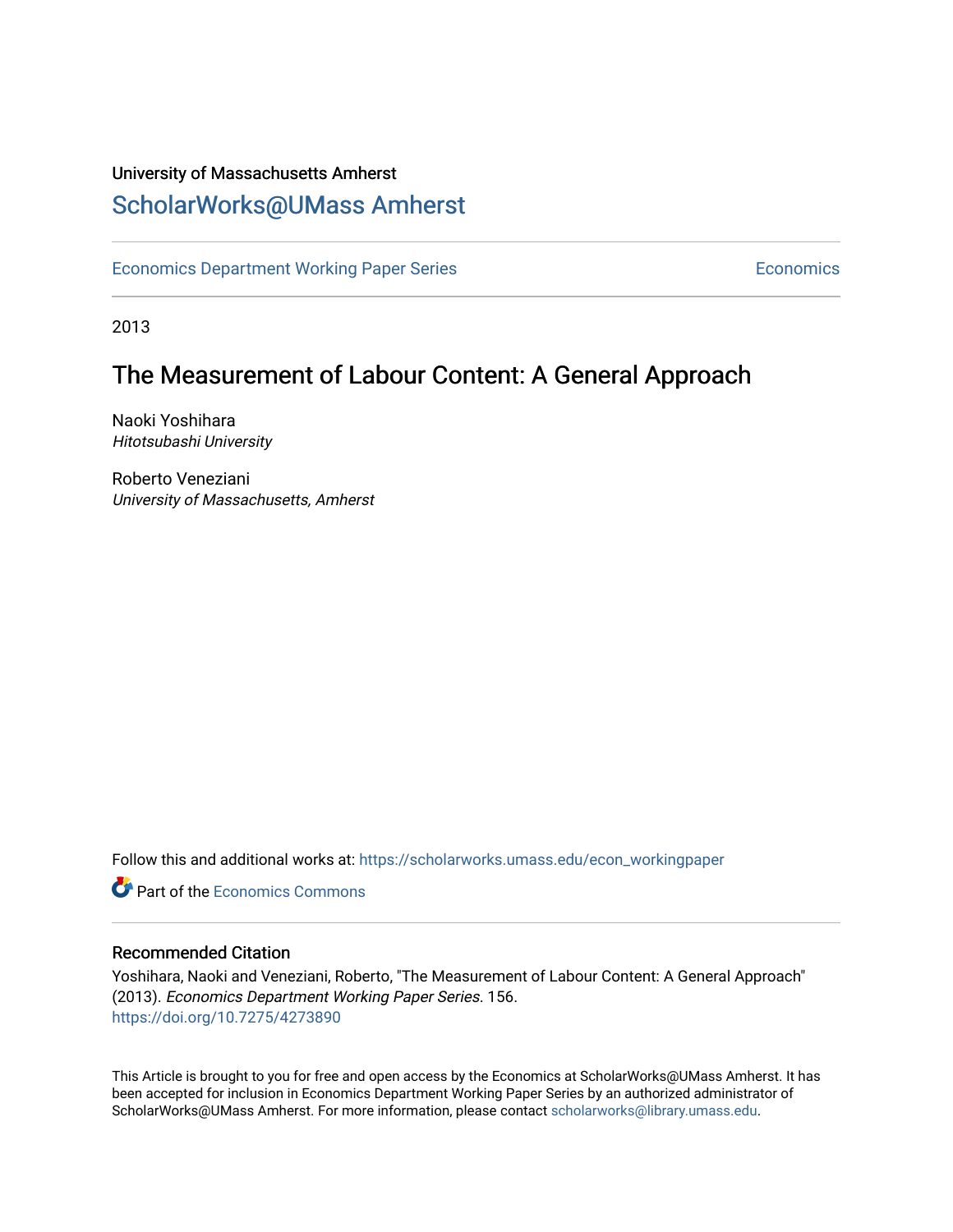University of Massachusetts Amherst

# ScholarWorks@UMass Amherst

Economics Department Working Paper Series | Economics

2013

## The Measurement of Labour Content: A General Approach

Naoki Yoshihara
*Hitotsubashi University*

Roberto Veneziani
*University of Massachusetts, Amherst*

Follow this and additional works at: https://scholarworks.umass.edu/econ_workingpaper

Part of the Economics Commons

### Recommended Citation

Yoshihara, Naoki and Veneziani, Roberto, "The Measurement of Labour Content: A General Approach" (2013). *Economics Department Working Paper Series*. 156.
https://doi.org/10.7275/4273890

This Article is brought to you for free and open access by the Economics at ScholarWorks@UMass Amherst. It has been accepted for inclusion in Economics Department Working Paper Series by an authorized administrator of ScholarWorks@UMass Amherst. For more information, please contact scholarworks@library.umass.edu.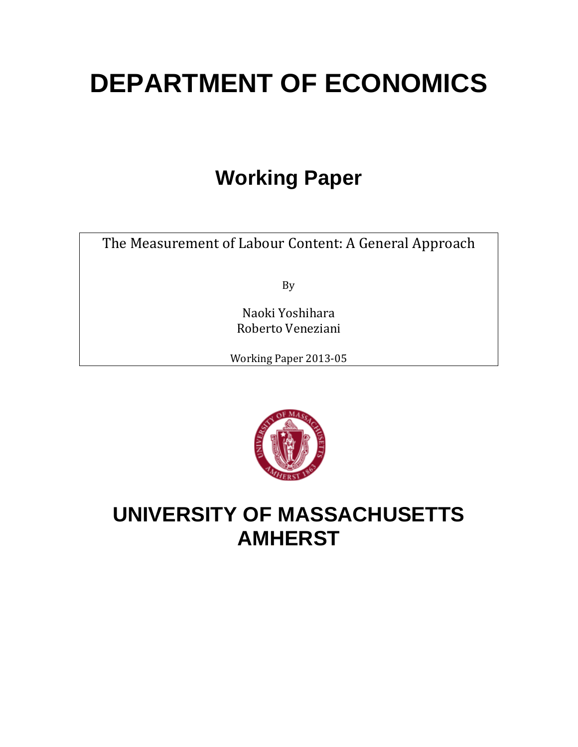# DEPARTMENT OF ECONOMICS

## Working Paper

The Measurement of Labour Content: A General Approach

By

Naoki Yoshihara
Roberto Veneziani

Working Paper 2013-05

# UNIVERSITY OF MASSACHUSETTS AMHERST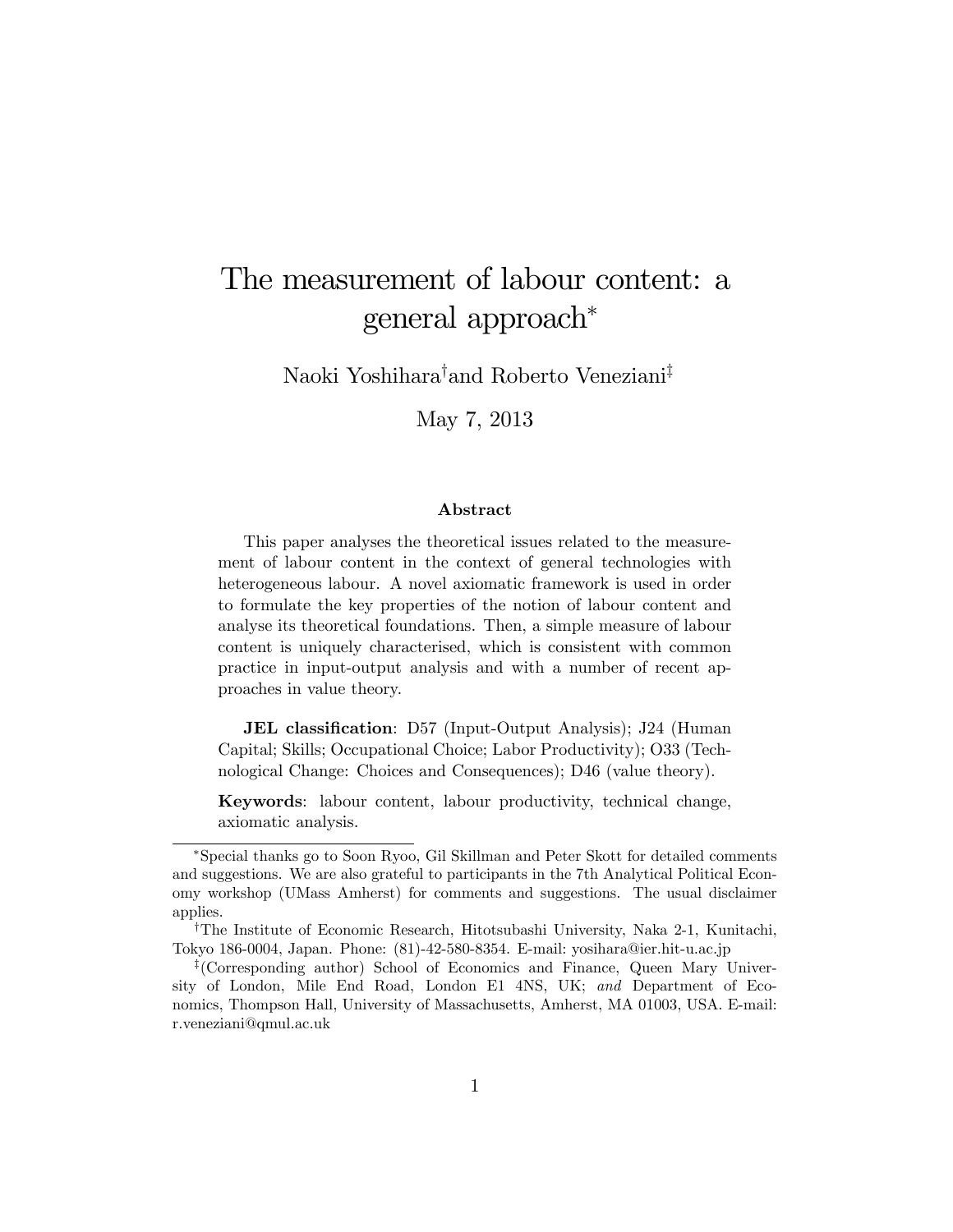# The measurement of labour content: a general approach*

Naoki Yoshihara[†] and Roberto Veneziani[‡]

May 7, 2013

### Abstract

This paper analyses the theoretical issues related to the measurement of labour content in the context of general technologies with heterogeneous labour. A novel axiomatic framework is used in order to formulate the key properties of the notion of labour content and analyse its theoretical foundations. Then, a simple measure of labour content is uniquely characterised, which is consistent with common practice in input-output analysis and with a number of recent approaches in value theory.

**JEL classification**: D57 (Input-Output Analysis); J24 (Human Capital; Skills; Occupational Choice; Labor Productivity); O33 (Technological Change: Choices and Consequences); D46 (value theory).

**Keywords**: labour content, labour productivity, technical change, axiomatic analysis.

---

*Special thanks go to Soon Ryoo, Gil Skillman and Peter Skott for detailed comments and suggestions. We are also grateful to participants in the 7th Analytical Political Economy workshop (UMass Amherst) for comments and suggestions. The usual disclaimer applies.

[†]The Institute of Economic Research, Hitotsubashi University, Naka 2-1, Kunitachi, Tokyo 186-0004, Japan. Phone: (81)-42-580-8354. E-mail: yosihara@ier.hit-u.ac.jp

[‡](Corresponding author) School of Economics and Finance, Queen Mary University of London, Mile End Road, London E1 4NS, UK; *and* Department of Economics, Thompson Hall, University of Massachusetts, Amherst, MA 01003, USA. E-mail: r.veneziani@qmul.ac.uk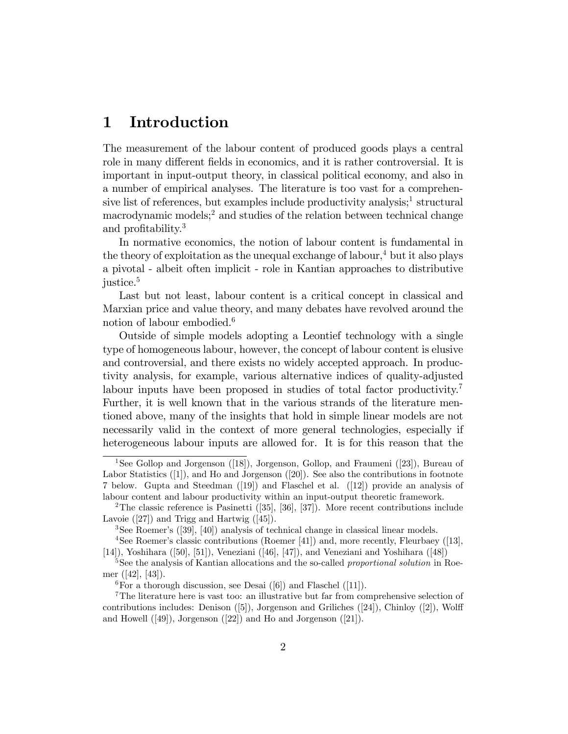# 1 Introduction

The measurement of the labour content of produced goods plays a central role in many different fields in economics, and it is rather controversial. It is important in input-output theory, in classical political economy, and also in a number of empirical analyses. The literature is too vast for a comprehensive list of references, but examples include productivity analysis;[1] structural macrodynamic models;[2] and studies of the relation between technical change and profitability.[3]

In normative economics, the notion of labour content is fundamental in the theory of exploitation as the unequal exchange of labour,[4] but it also plays a pivotal - albeit often implicit - role in Kantian approaches to distributive justice.[5]

Last but not least, labour content is a critical concept in classical and Marxian price and value theory, and many debates have revolved around the notion of labour embodied.[6]

Outside of simple models adopting a Leontief technology with a single type of homogeneous labour, however, the concept of labour content is elusive and controversial, and there exists no widely accepted approach. In productivity analysis, for example, various alternative indices of quality-adjusted labour inputs have been proposed in studies of total factor productivity.[7] Further, it is well known that in the various strands of the literature mentioned above, many of the insights that hold in simple linear models are not necessarily valid in the context of more general technologies, especially if heterogeneous labour inputs are allowed for. It is for this reason that the

---

[1] See Gollop and Jorgenson ([18]), Jorgenson, Gollop, and Fraumeni ([23]), Bureau of Labor Statistics ([1]), and Ho and Jorgenson ([20]). See also the contributions in footnote 7 below. Gupta and Steedman ([19]) and Flaschel et al. ([12]) provide an analysis of labour content and labour productivity within an input-output theoretic framework.

[2] The classic reference is Pasinetti ([35], [36], [37]). More recent contributions include Lavoie ([27]) and Trigg and Hartwig ([45]).

[3] See Roemer's ([39], [40]) analysis of technical change in classical linear models.

[4] See Roemer's classic contributions (Roemer [41]) and, more recently, Fleurbaey ([13], [14]), Yoshihara ([50], [51]), Veneziani ([46], [47]), and Veneziani and Yoshihara ([48])

[5] See the analysis of Kantian allocations and the so-called *proportional solution* in Roemer ([42], [43]).

[6] For a thorough discussion, see Desai ([6]) and Flaschel ([11]).

[7] The literature here is vast too: an illustrative but far from comprehensive selection of contributions includes: Denison ([5]), Jorgenson and Griliches ([24]), Chinloy ([2]), Wolff and Howell ([49]), Jorgenson ([22]) and Ho and Jorgenson ([21]).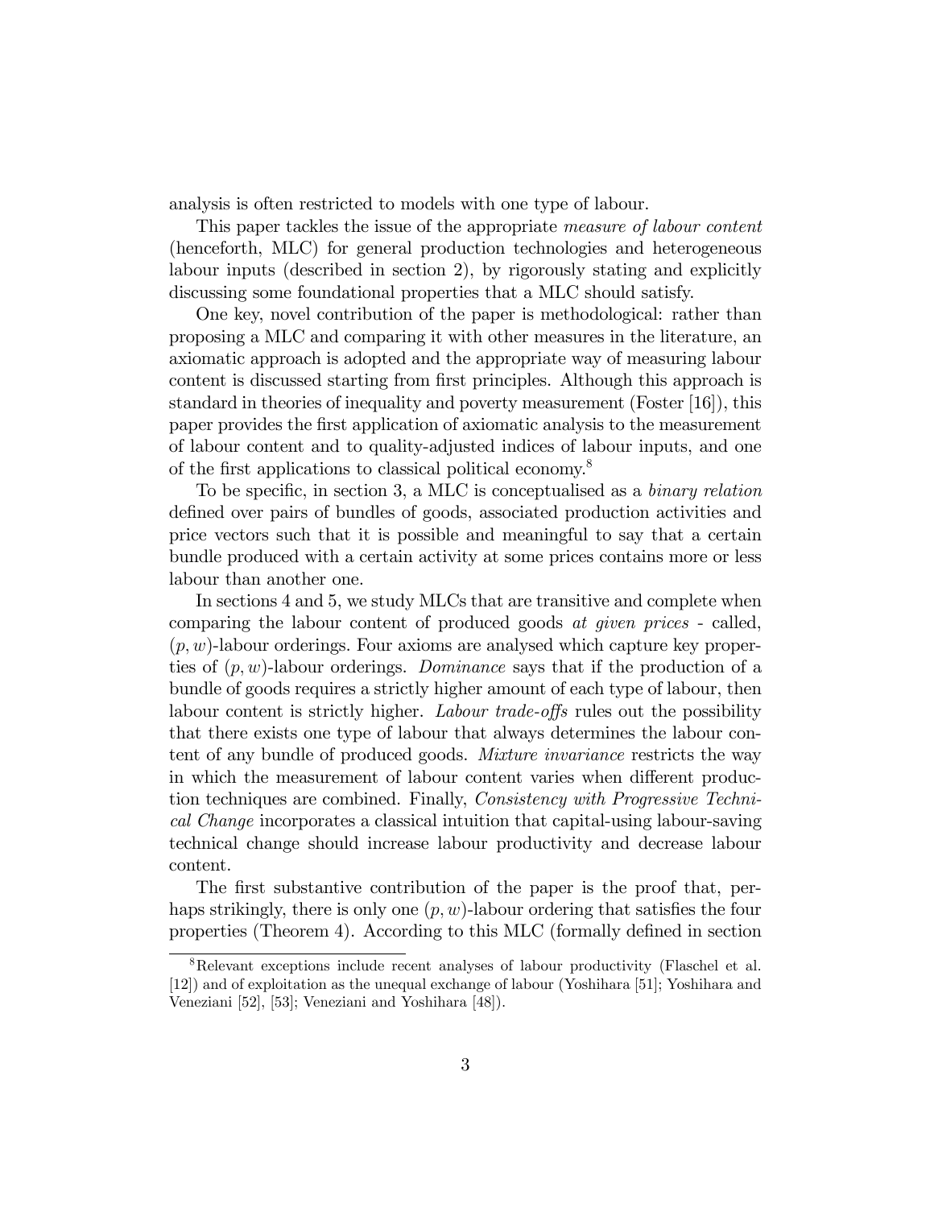analysis is often restricted to models with one type of labour.

This paper tackles the issue of the appropriate *measure of labour content* (henceforth, MLC) for general production technologies and heterogeneous labour inputs (described in section 2), by rigorously stating and explicitly discussing some foundational properties that a MLC should satisfy.

One key, novel contribution of the paper is methodological: rather than proposing a MLC and comparing it with other measures in the literature, an axiomatic approach is adopted and the appropriate way of measuring labour content is discussed starting from first principles. Although this approach is standard in theories of inequality and poverty measurement (Foster [16]), this paper provides the first application of axiomatic analysis to the measurement of labour content and to quality-adjusted indices of labour inputs, and one of the first applications to classical political economy.[8]

To be specific, in section 3, a MLC is conceptualised as a *binary relation* defined over pairs of bundles of goods, associated production activities and price vectors such that it is possible and meaningful to say that a certain bundle produced with a certain activity at some prices contains more or less labour than another one.

In sections 4 and 5, we study MLCs that are transitive and complete when comparing the labour content of produced goods *at given prices* - called, $(p, w)$-labour orderings. Four axioms are analysed which capture key properties of $(p, w)$-labour orderings. *Dominance* says that if the production of a bundle of goods requires a strictly higher amount of each type of labour, then labour content is strictly higher. *Labour trade-offs* rules out the possibility that there exists one type of labour that always determines the labour content of any bundle of produced goods. *Mixture invariance* restricts the way in which the measurement of labour content varies when different production techniques are combined. Finally, *Consistency with Progressive Technical Change* incorporates a classical intuition that capital-using labour-saving technical change should increase labour productivity and decrease labour content.

The first substantive contribution of the paper is the proof that, perhaps strikingly, there is only one $(p, w)$-labour ordering that satisfies the four properties (Theorem 4). According to this MLC (formally defined in section

[8] Relevant exceptions include recent analyses of labour productivity (Flaschel et al. [12]) and of exploitation as the unequal exchange of labour (Yoshihara [51]; Yoshihara and Veneziani [52], [53]; Veneziani and Yoshihara [48]).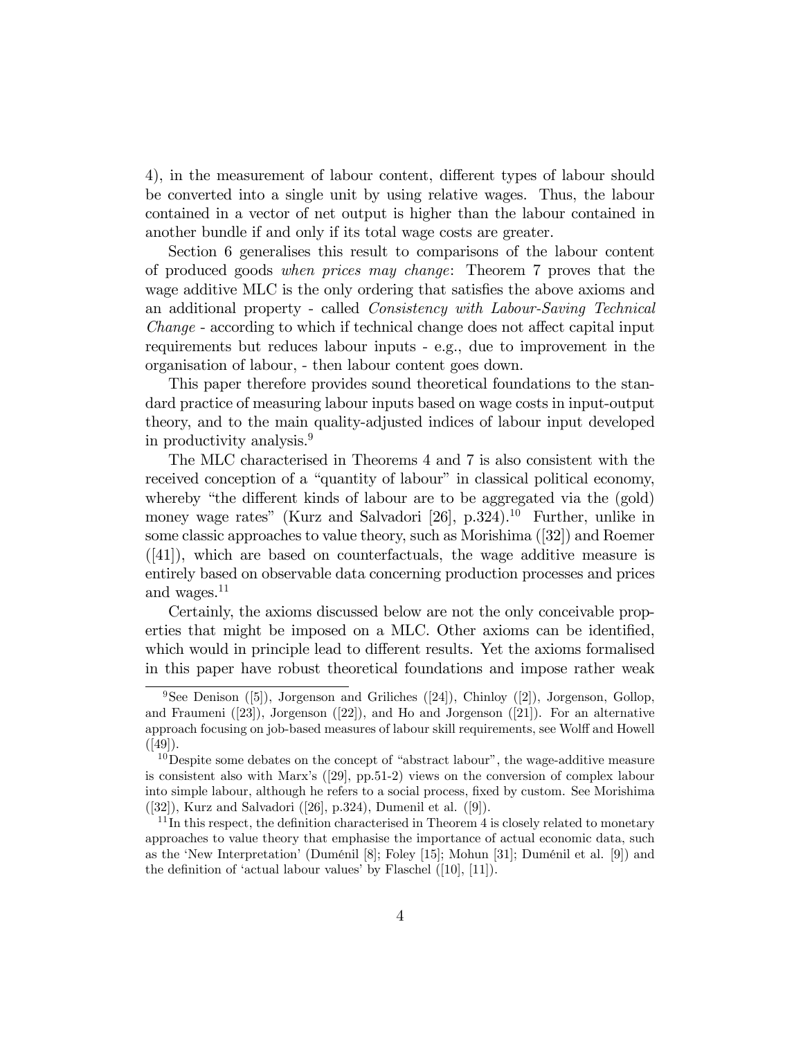4), in the measurement of labour content, different types of labour should be converted into a single unit by using relative wages. Thus, the labour contained in a vector of net output is higher than the labour contained in another bundle if and only if its total wage costs are greater.

Section 6 generalises this result to comparisons of the labour content of produced goods *when prices may change*: Theorem 7 proves that the wage additive MLC is the only ordering that satisfies the above axioms and an additional property - called *Consistency with Labour-Saving Technical Change* - according to which if technical change does not affect capital input requirements but reduces labour inputs - e.g., due to improvement in the organisation of labour, - then labour content goes down.

This paper therefore provides sound theoretical foundations to the standard practice of measuring labour inputs based on wage costs in input-output theory, and to the main quality-adjusted indices of labour input developed in productivity analysis.[9]

The MLC characterised in Theorems 4 and 7 is also consistent with the received conception of a "quantity of labour" in classical political economy, whereby "the different kinds of labour are to be aggregated via the (gold) money wage rates" (Kurz and Salvadori [26], p.324).[10] Further, unlike in some classic approaches to value theory, such as Morishima ([32]) and Roemer ([41]), which are based on counterfactuals, the wage additive measure is entirely based on observable data concerning production processes and prices and wages.[11]

Certainly, the axioms discussed below are not the only conceivable properties that might be imposed on a MLC. Other axioms can be identified, which would in principle lead to different results. Yet the axioms formalised in this paper have robust theoretical foundations and impose rather weak

---

[9] See Denison ([5]), Jorgenson and Griliches ([24]), Chinloy ([2]), Jorgenson, Gollop, and Fraumeni ([23]), Jorgenson ([22]), and Ho and Jorgenson ([21]). For an alternative approach focusing on job-based measures of labour skill requirements, see Wolff and Howell ([49]).

[10] Despite some debates on the concept of "abstract labour", the wage-additive measure is consistent also with Marx's ([29], pp.51-2) views on the conversion of complex labour into simple labour, although he refers to a social process, fixed by custom. See Morishima ([32]), Kurz and Salvadori ([26], p.324), Dumenil et al. ([9]).

[11] In this respect, the definition characterised in Theorem 4 is closely related to monetary approaches to value theory that emphasise the importance of actual economic data, such as the 'New Interpretation' (Duménil [8]; Foley [15]; Mohun [31]; Duménil et al. [9]) and the definition of 'actual labour values' by Flaschel ([10], [11]).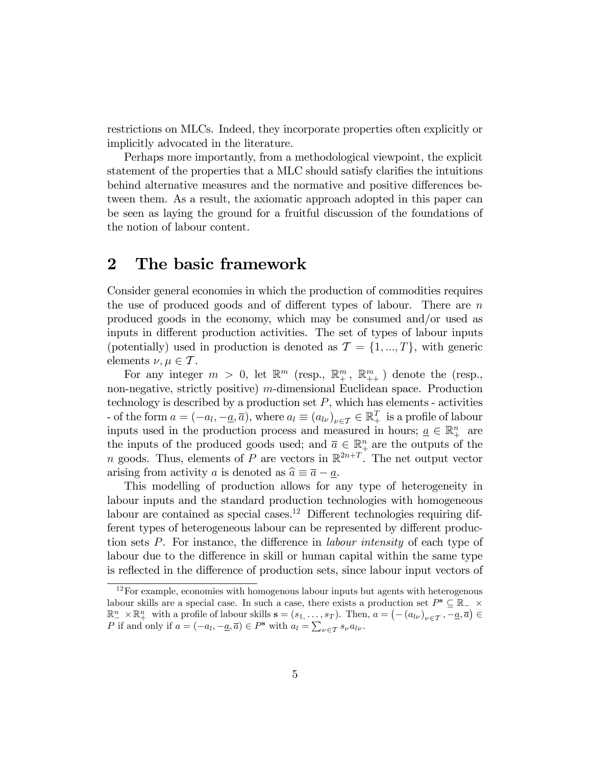restrictions on MLCs. Indeed, they incorporate properties often explicitly or implicitly advocated in the literature.

Perhaps more importantly, from a methodological viewpoint, the explicit statement of the properties that a MLC should satisfy clarifies the intuitions behind alternative measures and the normative and positive differences between them. As a result, the axiomatic approach adopted in this paper can be seen as laying the ground for a fruitful discussion of the foundations of the notion of labour content.

## 2 The basic framework

Consider general economies in which the production of commodities requires the use of produced goods and of different types of labour. There are $n$ produced goods in the economy, which may be consumed and/or used as inputs in different production activities. The set of types of labour inputs (potentially) used in production is denoted as $\mathcal{T} = \{1, ..., T\}$, with generic elements $\nu, \mu \in \mathcal{T}$.

For any integer $m > 0$, let $\mathbb{R}^m$ (resp., $\mathbb{R}^m_+$, $\mathbb{R}^m_{++}$) denote the (resp., non-negative, strictly positive) $m$-dimensional Euclidean space. Production technology is described by a production set $P$, which has elements - activities - of the form $a = (-a_l, -\underline{a}, \overline{a})$, where $a_l \equiv (a_{l\nu})_{\nu \in \mathcal{T}} \in \mathbb{R}^T_+$ is a profile of labour inputs used in the production process and measured in hours; $\underline{a} \in \mathbb{R}^n_+$ are the inputs of the produced goods used; and $\overline{a} \in \mathbb{R}^n_+$ are the outputs of the $n$ goods. Thus, elements of $P$ are vectors in $\mathbb{R}^{2n+T}$. The net output vector arising from activity $a$ is denoted as $\widehat{a} \equiv \overline{a} - \underline{a}$.

This modelling of production allows for any type of heterogeneity in labour inputs and the standard production technologies with homogeneous labour are contained as special cases.[12] Different technologies requiring different types of heterogeneous labour can be represented by different production sets $P$. For instance, the difference in *labour intensity* of each type of labour due to the difference in skill or human capital within the same type is reflected in the difference of production sets, since labour input vectors of

[12] For example, economies with homogenous labour inputs but agents with heterogenous labour skills are a special case. In such a case, there exists a production set $P^{\mathbf{s}} \subseteq \mathbb{R}_- \times \mathbb{R}^n_- \times \mathbb{R}^n_+$ with a profile of labour skills $\mathbf{s} = (s_1, \ldots, s_T)$. Then, $a = \left(-(a_{l\nu})_{\nu \in \mathcal{T}}, -\underline{a}, \overline{a}\right) \in P$ if and only if $a = (-a_l, -\underline{a}, \overline{a}) \in P^{\mathbf{s}}$ with $a_l = \sum_{\nu \in \mathcal{T}} s_\nu a_{l\nu}$.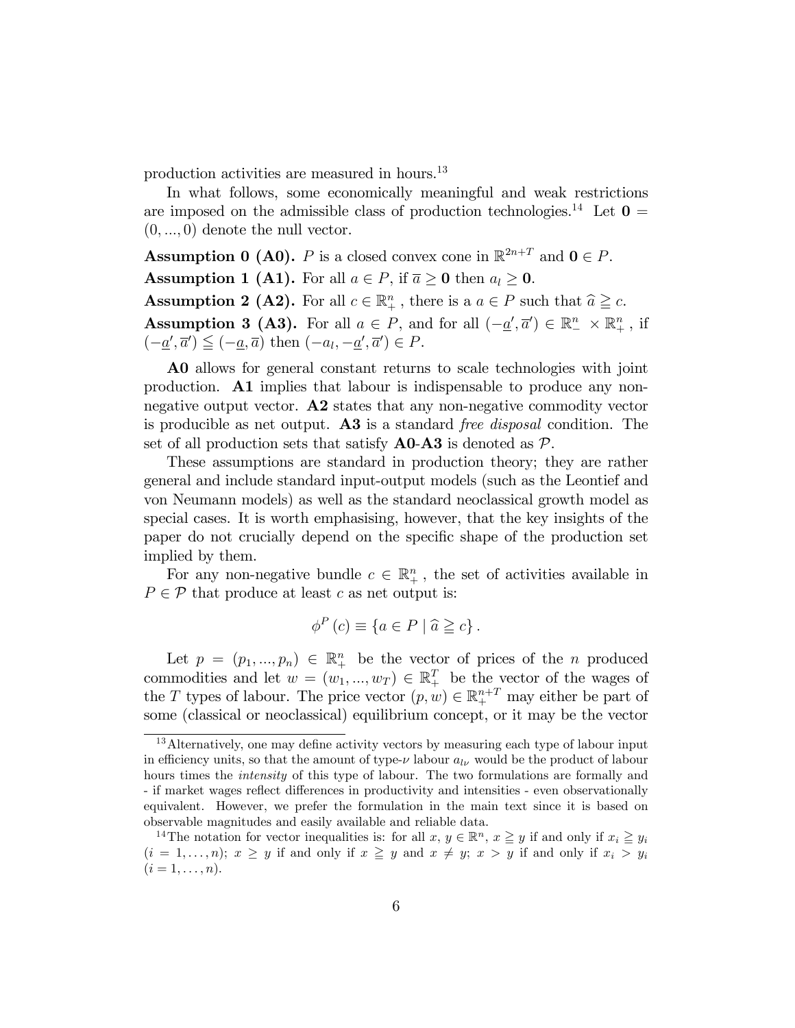production activities are measured in hours.[13]

In what follows, some economically meaningful and weak restrictions are imposed on the admissible class of production technologies.[14] Let $\mathbf{0} = (0, ..., 0)$ denote the null vector.

**Assumption 0 (A0).** $P$ is a closed convex cone in $\mathbb{R}^{2n+T}$ and $\mathbf{0} \in P$.

**Assumption 1 (A1).** For all $a \in P$, if $\overline{a} \geq \mathbf{0}$ then $a_l \geq \mathbf{0}$.

**Assumption 2 (A2).** For all $c \in \mathbb{R}^n_+$, there is a $a \in P$ such that $\widehat{a} \geqq c$.

**Assumption 3 (A3).** For all $a \in P$, and for all $(-\underline{a}', \overline{a}') \in \mathbb{R}^n_- \times \mathbb{R}^n_+$, if $(-\underline{a}', \overline{a}') \leqq (-\underline{a}, \overline{a})$ then $(-a_l, -\underline{a}', \overline{a}') \in P$.

**A0** allows for general constant returns to scale technologies with joint production. **A1** implies that labour is indispensable to produce any non-negative output vector. **A2** states that any non-negative commodity vector is producible as net output. **A3** is a standard *free disposal* condition. The set of all production sets that satisfy **A0**-**A3** is denoted as $\mathcal{P}$.

These assumptions are standard in production theory; they are rather general and include standard input-output models (such as the Leontief and von Neumann models) as well as the standard neoclassical growth model as special cases. It is worth emphasising, however, that the key insights of the paper do not crucially depend on the specific shape of the production set implied by them.

For any non-negative bundle $c \in \mathbb{R}^n_+$, the set of activities available in $P \in \mathcal{P}$ that produce at least $c$ as net output is:

$$\phi^P(c) \equiv \{a \in P \mid \widehat{a} \geqq c\}.$$

Let $p = (p_1, ..., p_n) \in \mathbb{R}^n_+$ be the vector of prices of the $n$ produced commodities and let $w = (w_1, ..., w_T) \in \mathbb{R}^T_+$ be the vector of the wages of the $T$ types of labour. The price vector $(p, w) \in \mathbb{R}^{n+T}_+$ may either be part of some (classical or neoclassical) equilibrium concept, or it may be the vector

---

[13] Alternatively, one may define activity vectors by measuring each type of labour input in efficiency units, so that the amount of type-$\nu$ labour $a_{l\nu}$ would be the product of labour hours times the *intensity* of this type of labour. The two formulations are formally and - if market wages reflect differences in productivity and intensities - even observationally equivalent. However, we prefer the formulation in the main text since it is based on observable magnitudes and easily available and reliable data.

[14] The notation for vector inequalities is: for all $x, y \in \mathbb{R}^n$, $x \geqq y$ if and only if $x_i \geqq y_i$ $(i = 1, \ldots, n)$; $x \geq y$ if and only if $x \geqq y$ and $x \neq y$; $x > y$ if and only if $x_i > y_i$ $(i = 1, \ldots, n)$.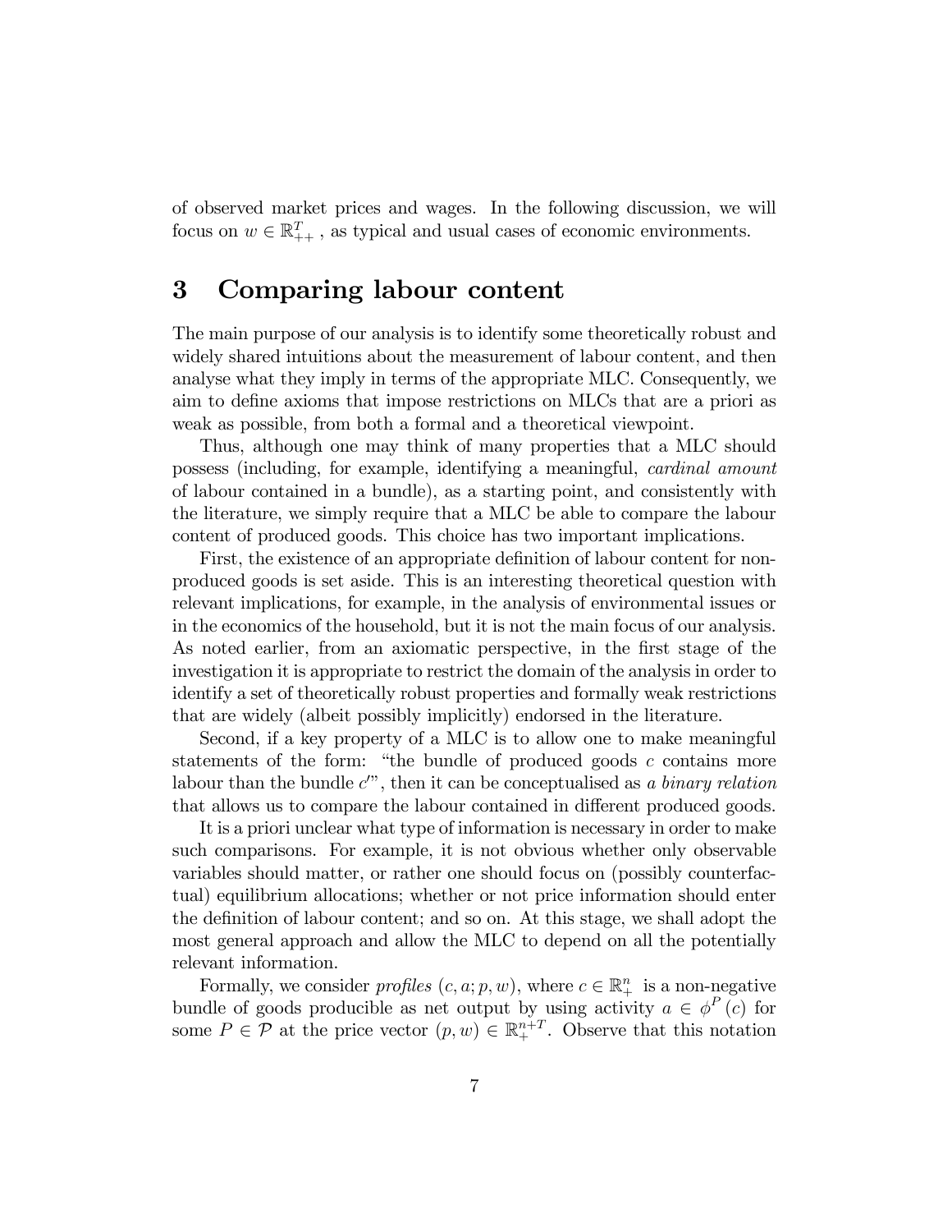of observed market prices and wages. In the following discussion, we will focus on $w \in \mathbb{R}^T_{++}$, as typical and usual cases of economic environments.

## 3 Comparing labour content

The main purpose of our analysis is to identify some theoretically robust and widely shared intuitions about the measurement of labour content, and then analyse what they imply in terms of the appropriate MLC. Consequently, we aim to define axioms that impose restrictions on MLCs that are a priori as weak as possible, from both a formal and a theoretical viewpoint.

Thus, although one may think of many properties that a MLC should possess (including, for example, identifying a meaningful, *cardinal amount* of labour contained in a bundle), as a starting point, and consistently with the literature, we simply require that a MLC be able to compare the labour content of produced goods. This choice has two important implications.

First, the existence of an appropriate definition of labour content for non-produced goods is set aside. This is an interesting theoretical question with relevant implications, for example, in the analysis of environmental issues or in the economics of the household, but it is not the main focus of our analysis. As noted earlier, from an axiomatic perspective, in the first stage of the investigation it is appropriate to restrict the domain of the analysis in order to identify a set of theoretically robust properties and formally weak restrictions that are widely (albeit possibly implicitly) endorsed in the literature.

Second, if a key property of a MLC is to allow one to make meaningful statements of the form: "the bundle of produced goods $c$ contains more labour than the bundle $c'$", then it can be conceptualised as *a binary relation* that allows us to compare the labour contained in different produced goods.

It is a priori unclear what type of information is necessary in order to make such comparisons. For example, it is not obvious whether only observable variables should matter, or rather one should focus on (possibly counterfactual) equilibrium allocations; whether or not price information should enter the definition of labour content; and so on. At this stage, we shall adopt the most general approach and allow the MLC to depend on all the potentially relevant information.

Formally, we consider *profiles* $(c, a; p, w)$, where $c \in \mathbb{R}^n_+$ is a non-negative bundle of goods producible as net output by using activity $a \in \phi^P(c)$ for some $P \in \mathcal{P}$ at the price vector $(p, w) \in \mathbb{R}^{n+T}_+$. Observe that this notation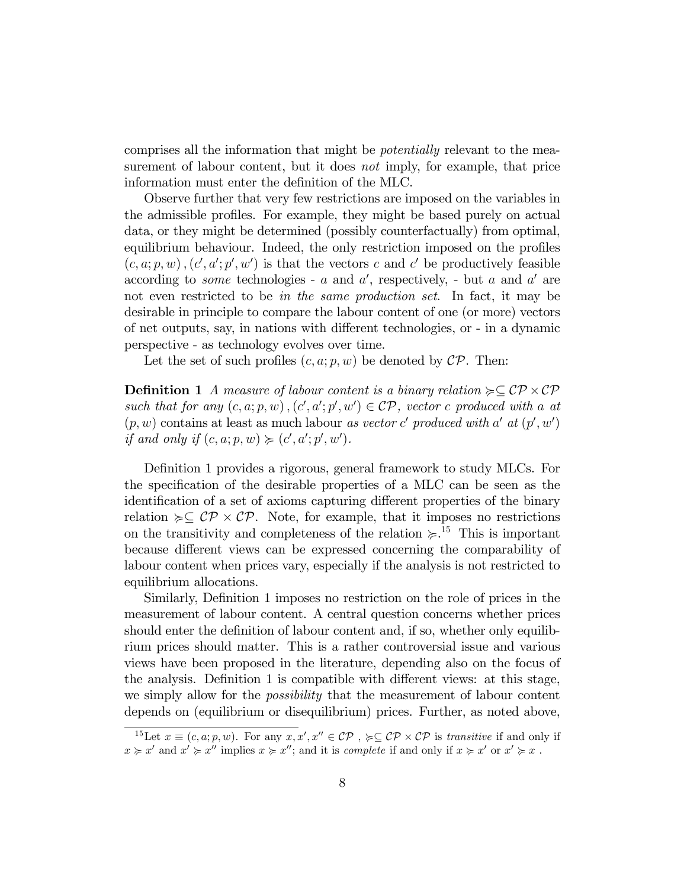comprises all the information that might be *potentially* relevant to the measurement of labour content, but it does *not* imply, for example, that price information must enter the definition of the MLC.

Observe further that very few restrictions are imposed on the variables in the admissible profiles. For example, they might be based purely on actual data, or they might be determined (possibly counterfactually) from optimal, equilibrium behaviour. Indeed, the only restriction imposed on the profiles $(c, a; p, w), (c', a'; p', w')$ is that the vectors $c$ and $c'$ be productively feasible according to *some* technologies - $a$ and $a'$, respectively, - but $a$ and $a'$ are not even restricted to be *in the same production set*. In fact, it may be desirable in principle to compare the labour content of one (or more) vectors of net outputs, say, in nations with different technologies, or - in a dynamic perspective - as technology evolves over time.

Let the set of such profiles $(c, a; p, w)$ be denoted by $\mathcal{CP}$. Then:

**Definition 1** *A measure of labour content is a binary relation $\succcurlyeq \subseteq \mathcal{CP} \times \mathcal{CP}$ such that for any $(c, a; p, w), (c', a'; p', w') \in \mathcal{CP}$, vector $c$ produced with $a$ at $(p, w)$* contains at least as much labour *as vector $c'$ produced with $a'$ at $(p', w')$ if and only if $(c, a; p, w) \succcurlyeq (c', a'; p', w')$.*

Definition 1 provides a rigorous, general framework to study MLCs. For the specification of the desirable properties of a MLC can be seen as the identification of a set of axioms capturing different properties of the binary relation $\succcurlyeq \subseteq \mathcal{CP} \times \mathcal{CP}$. Note, for example, that it imposes no restrictions on the transitivity and completeness of the relation $\succcurlyeq$.[15] This is important because different views can be expressed concerning the comparability of labour content when prices vary, especially if the analysis is not restricted to equilibrium allocations.

Similarly, Definition 1 imposes no restriction on the role of prices in the measurement of labour content. A central question concerns whether prices should enter the definition of labour content and, if so, whether only equilibrium prices should matter. This is a rather controversial issue and various views have been proposed in the literature, depending also on the focus of the analysis. Definition 1 is compatible with different views: at this stage, we simply allow for the *possibility* that the measurement of labour content depends on (equilibrium or disequilibrium) prices. Further, as noted above,

[15] Let $x \equiv (c, a; p, w)$. For any $x, x', x'' \in \mathcal{CP}$, $\succcurlyeq \subseteq \mathcal{CP} \times \mathcal{CP}$ is *transitive* if and only if $x \succcurlyeq x'$ and $x' \succcurlyeq x''$ implies $x \succcurlyeq x''$; and it is *complete* if and only if $x \succcurlyeq x'$ or $x' \succcurlyeq x$.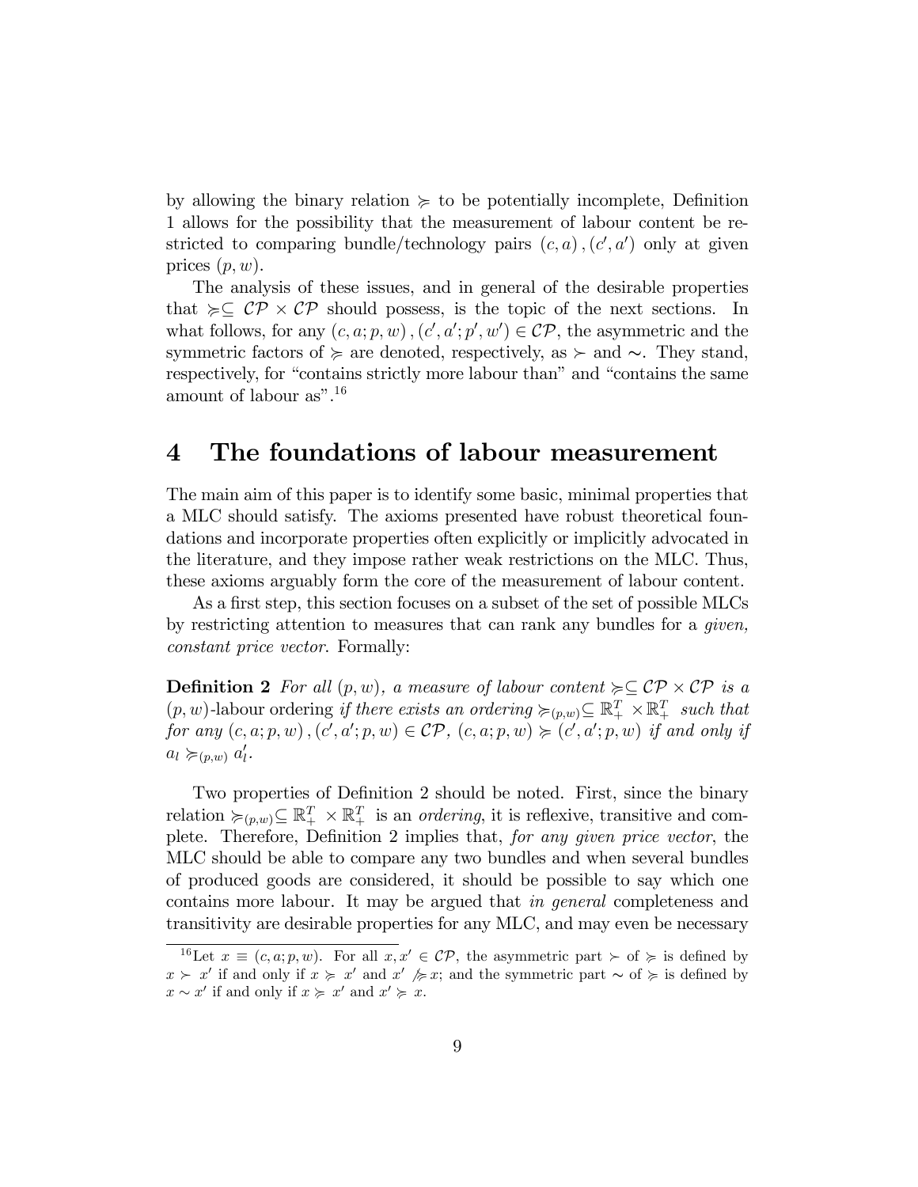by allowing the binary relation $\succcurlyeq$ to be potentially incomplete, Definition 1 allows for the possibility that the measurement of labour content be restricted to comparing bundle/technology pairs $(c, a), (c', a')$ only at given prices $(p, w)$.

The analysis of these issues, and in general of the desirable properties that $\succcurlyeq \subseteq \mathcal{CP} \times \mathcal{CP}$ should possess, is the topic of the next sections. In what follows, for any $(c, a; p, w), (c', a'; p', w') \in \mathcal{CP}$, the asymmetric and the symmetric factors of $\succcurlyeq$ are denoted, respectively, as $\succ$ and $\sim$. They stand, respectively, for "contains strictly more labour than" and "contains the same amount of labour as".[16]

# 4 The foundations of labour measurement

The main aim of this paper is to identify some basic, minimal properties that a MLC should satisfy. The axioms presented have robust theoretical foundations and incorporate properties often explicitly or implicitly advocated in the literature, and they impose rather weak restrictions on the MLC. Thus, these axioms arguably form the core of the measurement of labour content.

As a first step, this section focuses on a subset of the set of possible MLCs by restricting attention to measures that can rank any bundles for a *given, constant price vector*. Formally:

**Definition 2** *For all* $(p, w)$*, a measure of labour content* $\succcurlyeq \subseteq \mathcal{CP} \times \mathcal{CP}$ *is a* $(p, w)$-labour ordering *if there exists an ordering* $\succcurlyeq_{(p,w)} \subseteq \mathbb{R}_+^T \times \mathbb{R}_+^T$ *such that for any* $(c, a; p, w), (c', a'; p, w) \in \mathcal{CP}$, $(c, a; p, w) \succcurlyeq (c', a'; p, w)$ *if and only if* $a_l \succcurlyeq_{(p,w)} a'_l$.

Two properties of Definition 2 should be noted. First, since the binary relation $\succcurlyeq_{(p,w)} \subseteq \mathbb{R}_+^T \times \mathbb{R}_+^T$ is an *ordering*, it is reflexive, transitive and complete. Therefore, Definition 2 implies that, *for any given price vector*, the MLC should be able to compare any two bundles and when several bundles of produced goods are considered, it should be possible to say which one contains more labour. It may be argued that *in general* completeness and transitivity are desirable properties for any MLC, and may even be necessary

[16] Let $x \equiv (c, a; p, w)$. For all $x, x' \in \mathcal{CP}$, the asymmetric part $\succ$ of $\succcurlyeq$ is defined by $x \succ x'$ if and only if $x \succcurlyeq x'$ and $x' \not\succcurlyeq x$; and the symmetric part $\sim$ of $\succcurlyeq$ is defined by $x \sim x'$ if and only if $x \succcurlyeq x'$ and $x' \succcurlyeq x$.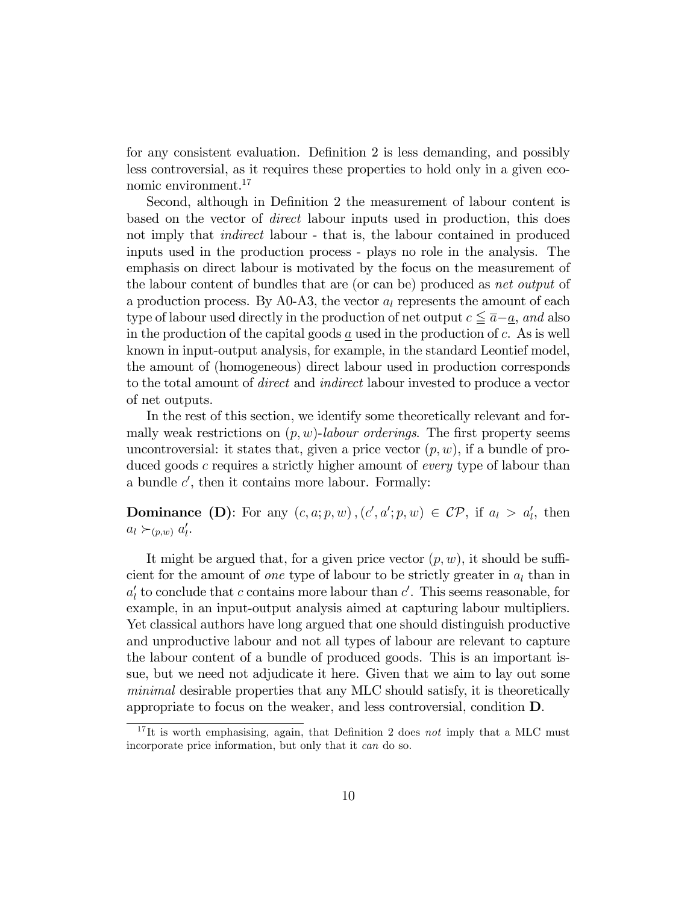for any consistent evaluation. Definition 2 is less demanding, and possibly less controversial, as it requires these properties to hold only in a given economic environment.[17]

Second, although in Definition 2 the measurement of labour content is based on the vector of *direct* labour inputs used in production, this does not imply that *indirect* labour - that is, the labour contained in produced inputs used in the production process - plays no role in the analysis. The emphasis on direct labour is motivated by the focus on the measurement of the labour content of bundles that are (or can be) produced as *net output* of a production process. By A0-A3, the vector $a_l$ represents the amount of each type of labour used directly in the production of net output $c \leqq \overline{a} - \underline{a}$, *and* also in the production of the capital goods $\underline{a}$ used in the production of $c$. As is well known in input-output analysis, for example, in the standard Leontief model, the amount of (homogeneous) direct labour used in production corresponds to the total amount of *direct* and *indirect* labour invested to produce a vector of net outputs.

In the rest of this section, we identify some theoretically relevant and formally weak restrictions on $(p, w)$-*labour orderings*. The first property seems uncontroversial: it states that, given a price vector $(p, w)$, if a bundle of produced goods $c$ requires a strictly higher amount of *every* type of labour than a bundle $c'$, then it contains more labour. Formally:

**Dominance (D)**: For any $(c, a; p, w), (c', a'; p, w) \in \mathcal{CP}$, if $a_l > a'_l$, then $a_l \succ_{(p,w)} a'_l$.

It might be argued that, for a given price vector $(p, w)$, it should be sufficient for the amount of *one* type of labour to be strictly greater in $a_l$ than in $a'_l$ to conclude that $c$ contains more labour than $c'$. This seems reasonable, for example, in an input-output analysis aimed at capturing labour multipliers. Yet classical authors have long argued that one should distinguish productive and unproductive labour and not all types of labour are relevant to capture the labour content of a bundle of produced goods. This is an important issue, but we need not adjudicate it here. Given that we aim to lay out some *minimal* desirable properties that any MLC should satisfy, it is theoretically appropriate to focus on the weaker, and less controversial, condition **D**.

[17] It is worth emphasising, again, that Definition 2 does *not* imply that a MLC must incorporate price information, but only that it *can* do so.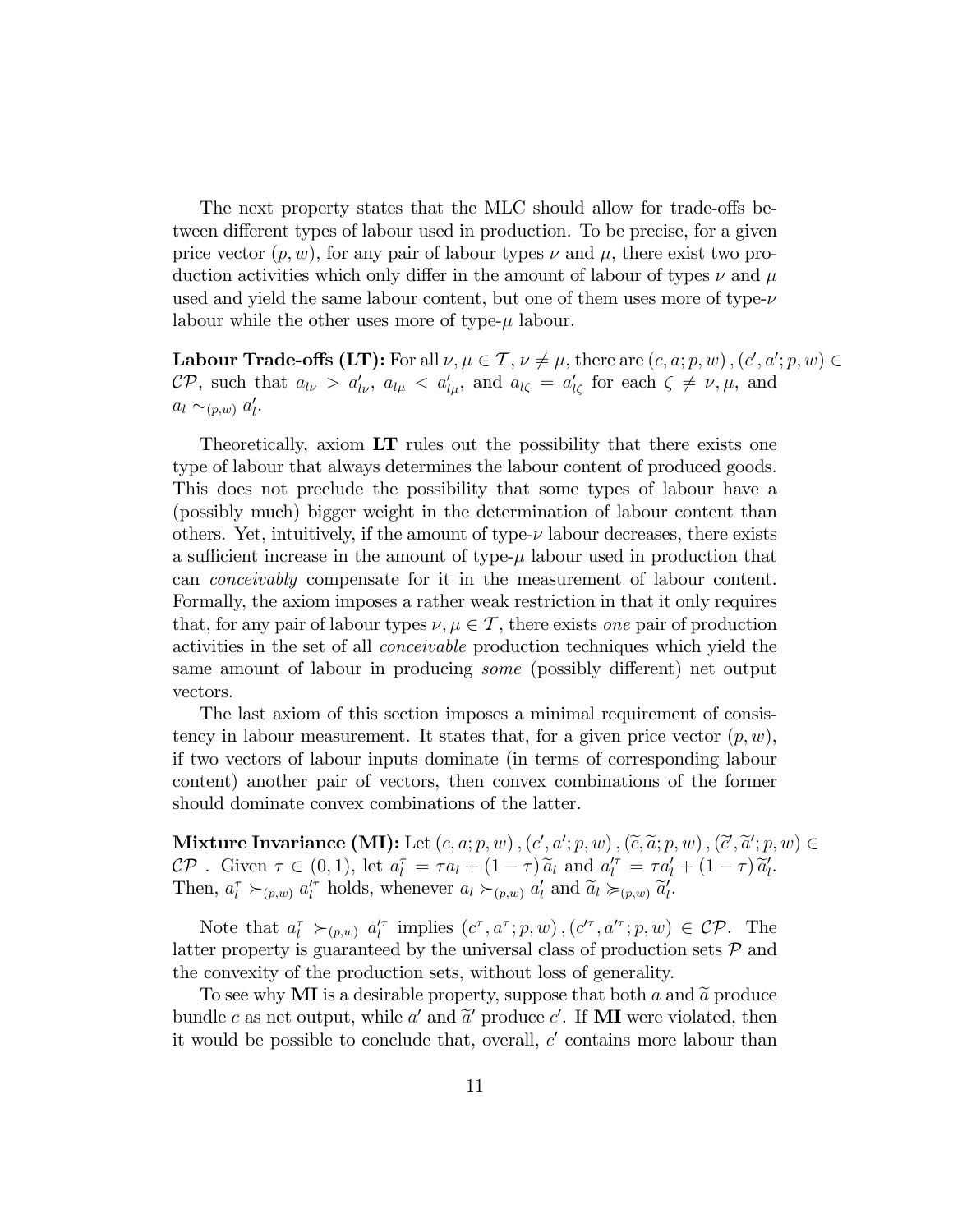The next property states that the MLC should allow for trade-offs between different types of labour used in production. To be precise, for a given price vector $(p, w)$, for any pair of labour types $\nu$ and $\mu$, there exist two production activities which only differ in the amount of labour of types $\nu$ and $\mu$ used and yield the same labour content, but one of them uses more of type-$\nu$ labour while the other uses more of type-$\mu$ labour.

**Labour Trade-offs (LT):** For all $\nu, \mu \in \mathcal{T}$, $\nu \neq \mu$, there are $(c, a; p, w), (c', a'; p, w) \in \mathcal{CP}$, such that $a_{l\nu} > a'_{l\nu}$, $a_{l\mu} < a'_{l\mu}$, and $a_{l\zeta} = a'_{l\zeta}$ for each $\zeta \neq \nu, \mu$, and $a_l \sim_{(p,w)} a'_l$.

Theoretically, axiom **LT** rules out the possibility that there exists one type of labour that always determines the labour content of produced goods. This does not preclude the possibility that some types of labour have a (possibly much) bigger weight in the determination of labour content than others. Yet, intuitively, if the amount of type-$\nu$ labour decreases, there exists a sufficient increase in the amount of type-$\mu$ labour used in production that can *conceivably* compensate for it in the measurement of labour content. Formally, the axiom imposes a rather weak restriction in that it only requires that, for any pair of labour types $\nu, \mu \in \mathcal{T}$, there exists *one* pair of production activities in the set of all *conceivable* production techniques which yield the same amount of labour in producing *some* (possibly different) net output vectors.

The last axiom of this section imposes a minimal requirement of consistency in labour measurement. It states that, for a given price vector $(p, w)$, if two vectors of labour inputs dominate (in terms of corresponding labour content) another pair of vectors, then convex combinations of the former should dominate convex combinations of the latter.

**Mixture Invariance (MI):** Let $(c, a; p, w), (c', a'; p, w), (\widetilde{c}, \widetilde{a}; p, w), (\widetilde{c}', \widetilde{a}'; p, w) \in \mathcal{CP}$ . Given $\tau \in (0, 1)$, let $a_l^{\tau} = \tau a_l + (1 - \tau) \widetilde{a}_l$ and $a_l'^{\tau} = \tau a'_l + (1 - \tau) \widetilde{a}'_l$. Then, $a_l^{\tau} \succ_{(p,w)} a_l'^{\tau}$ holds, whenever $a_l \succ_{(p,w)} a'_l$ and $\widetilde{a}_l \succsim_{(p,w)} \widetilde{a}'_l$.

Note that $a_l^{\tau} \succ_{(p,w)} a_l'^{\tau}$ implies $(c^{\tau}, a^{\tau}; p, w), (c'^{\tau}, a'^{\tau}; p, w) \in \mathcal{CP}$. The latter property is guaranteed by the universal class of production sets $\mathcal{P}$ and the convexity of the production sets, without loss of generality.

To see why **MI** is a desirable property, suppose that both $a$ and $\widetilde{a}$ produce bundle $c$ as net output, while $a'$ and $\widetilde{a}'$ produce $c'$. If **MI** were violated, then it would be possible to conclude that, overall, $c'$ contains more labour than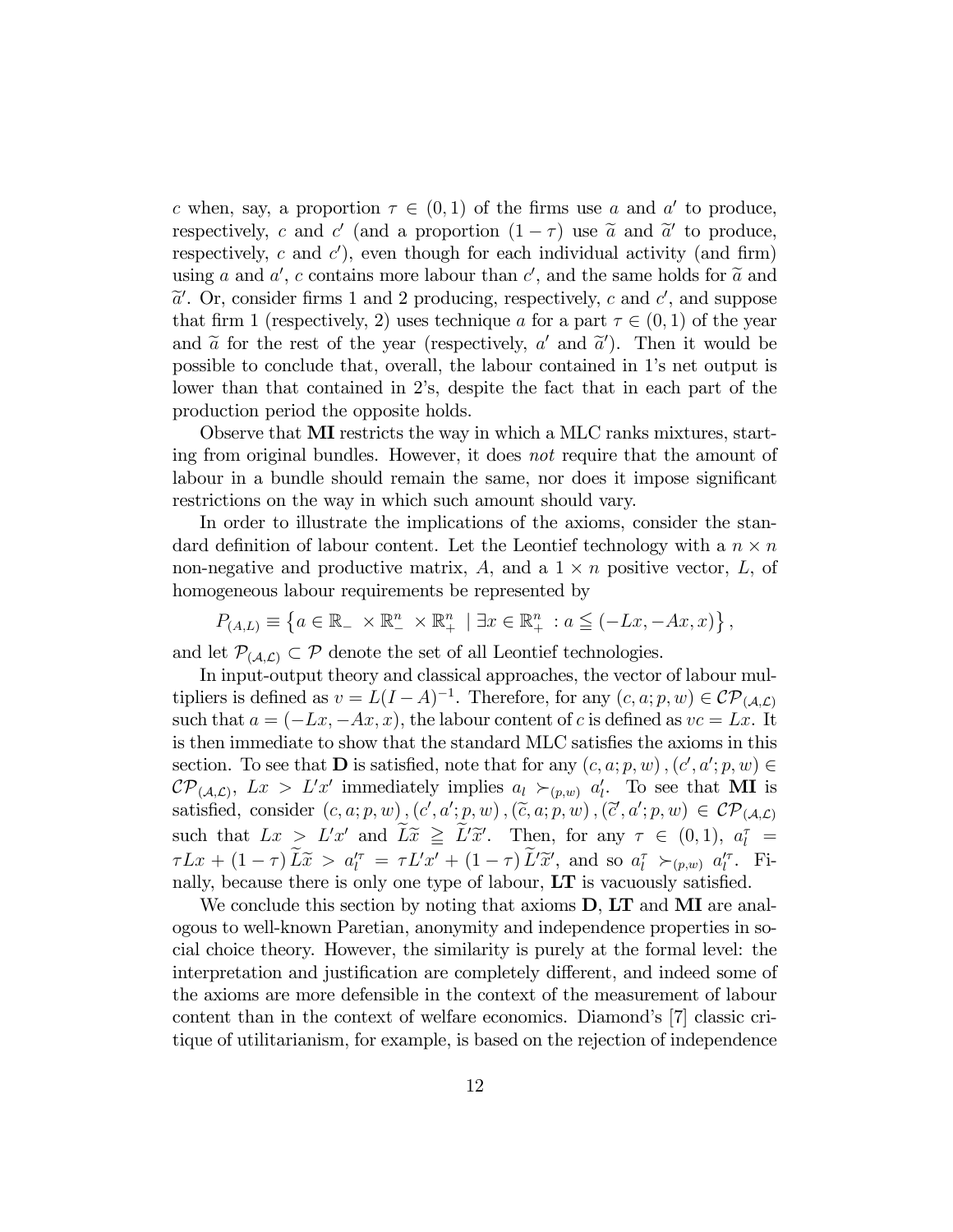$c$ when, say, a proportion $\tau \in (0,1)$ of the firms use $a$ and $a'$ to produce, respectively, $c$ and $c'$ (and a proportion $(1-\tau)$ use $\widetilde{a}$ and $\widetilde{a}'$ to produce, respectively, $c$ and $c'$), even though for each individual activity (and firm) using $a$ and $a'$, $c$ contains more labour than $c'$, and the same holds for $\widetilde{a}$ and $\widetilde{a}'$. Or, consider firms 1 and 2 producing, respectively, $c$ and $c'$, and suppose that firm 1 (respectively, 2) uses technique $a$ for a part $\tau \in (0,1)$ of the year and $\widetilde{a}$ for the rest of the year (respectively, $a'$ and $\widetilde{a}'$). Then it would be possible to conclude that, overall, the labour contained in 1's net output is lower than that contained in 2's, despite the fact that in each part of the production period the opposite holds.

Observe that **MI** restricts the way in which a MLC ranks mixtures, starting from original bundles. However, it does *not* require that the amount of labour in a bundle should remain the same, nor does it impose significant restrictions on the way in which such amount should vary.

In order to illustrate the implications of the axioms, consider the standard definition of labour content. Let the Leontief technology with a $n \times n$ non-negative and productive matrix, $A$, and a $1 \times n$ positive vector, $L$, of homogeneous labour requirements be represented by

$$P_{(A,L)} \equiv \left\{ a \in \mathbb{R}_{-} \times \mathbb{R}^{n}_{-} \times \mathbb{R}^{n}_{+} \mid \exists x \in \mathbb{R}^{n}_{+} : a \leqq (-Lx, -Ax, x) \right\},$$

and let $\mathcal{P}_{(\mathcal{A},\mathcal{L})} \subset \mathcal{P}$ denote the set of all Leontief technologies.

In input-output theory and classical approaches, the vector of labour multipliers is defined as $v = L(I-A)^{-1}$. Therefore, for any $(c, a; p, w) \in \mathcal{CP}_{(\mathcal{A},\mathcal{L})}$ such that $a = (-Lx, -Ax, x)$, the labour content of $c$ is defined as $vc = Lx$. It is then immediate to show that the standard MLC satisfies the axioms in this section. To see that **D** is satisfied, note that for any $(c, a; p, w), (c', a'; p, w) \in \mathcal{CP}_{(\mathcal{A},\mathcal{L})}$, $Lx > L'x'$ immediately implies $a_l \succ_{(p,w)} a'_l$. To see that **MI** is satisfied, consider $(c, a; p, w), (c', a'; p, w), (\widetilde{c}, a; p, w), (\widetilde{c}', a'; p, w) \in \mathcal{CP}_{(\mathcal{A},\mathcal{L})}$ such that $Lx > L'x'$ and $\widetilde{L}\widetilde{x} \geqq \widetilde{L}'\widetilde{x}'$. Then, for any $\tau \in (0,1)$, $a^{\tau}_l = \tau Lx + (1-\tau)\widetilde{L}\widetilde{x} > a'^{\tau}_l = \tau L'x' + (1-\tau)\widetilde{L}'\widetilde{x}'$, and so $a^{\tau}_l \succ_{(p,w)} a'^{\tau}_l$. Finally, because there is only one type of labour, **LT** is vacuously satisfied.

We conclude this section by noting that axioms **D**, **LT** and **MI** are analogous to well-known Paretian, anonymity and independence properties in social choice theory. However, the similarity is purely at the formal level: the interpretation and justification are completely different, and indeed some of the axioms are more defensible in the context of the measurement of labour content than in the context of welfare economics. Diamond's [7] classic critique of utilitarianism, for example, is based on the rejection of independence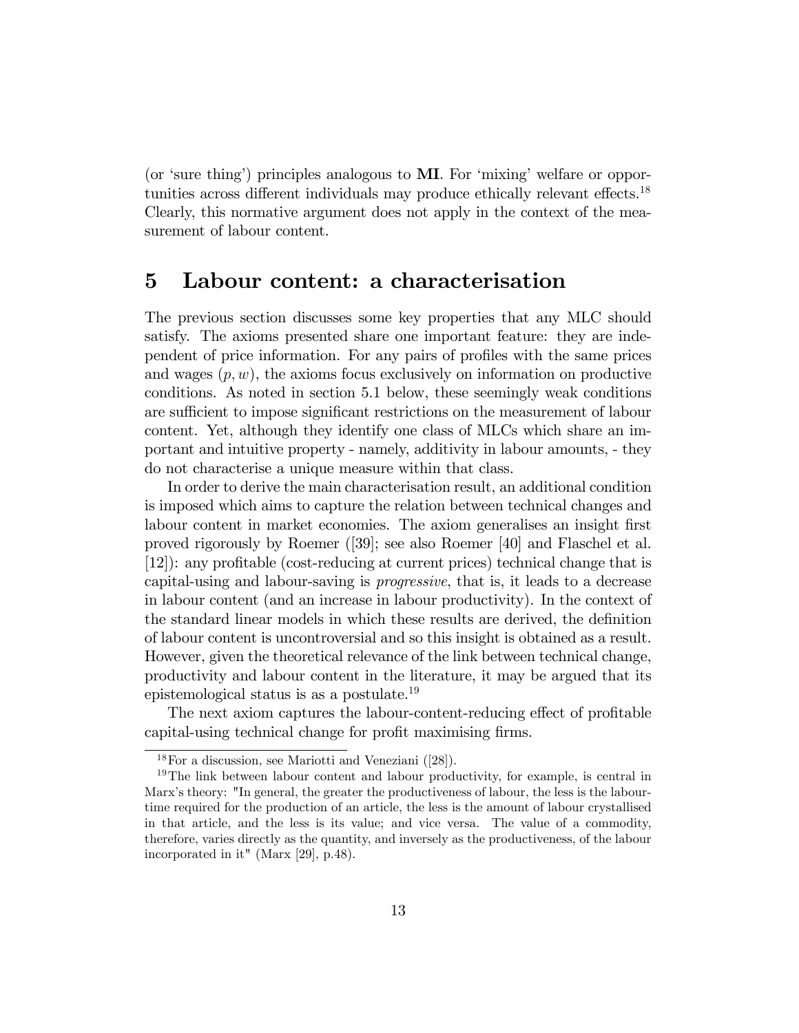(or 'sure thing') principles analogous to **MI**. For 'mixing' welfare or opportunities across different individuals may produce ethically relevant effects.[18] Clearly, this normative argument does not apply in the context of the measurement of labour content.

# 5 Labour content: a characterisation

The previous section discusses some key properties that any MLC should satisfy. The axioms presented share one important feature: they are independent of price information. For any pairs of profiles with the same prices and wages $(p, w)$, the axioms focus exclusively on information on productive conditions. As noted in section 5.1 below, these seemingly weak conditions are sufficient to impose significant restrictions on the measurement of labour content. Yet, although they identify one class of MLCs which share an important and intuitive property - namely, additivity in labour amounts, - they do not characterise a unique measure within that class.

In order to derive the main characterisation result, an additional condition is imposed which aims to capture the relation between technical changes and labour content in market economies. The axiom generalises an insight first proved rigorously by Roemer ([39]; see also Roemer [40] and Flaschel et al. [12]): any profitable (cost-reducing at current prices) technical change that is capital-using and labour-saving is *progressive*, that is, it leads to a decrease in labour content (and an increase in labour productivity). In the context of the standard linear models in which these results are derived, the definition of labour content is uncontroversial and so this insight is obtained as a result. However, given the theoretical relevance of the link between technical change, productivity and labour content in the literature, it may be argued that its epistemological status is as a postulate.[19]

The next axiom captures the labour-content-reducing effect of profitable capital-using technical change for profit maximising firms.

[18] For a discussion, see Mariotti and Veneziani ([28]).

[19] The link between labour content and labour productivity, for example, is central in Marx's theory: "In general, the greater the productiveness of labour, the less is the labour-time required for the production of an article, the less is the amount of labour crystallised in that article, and the less is its value; and vice versa. The value of a commodity, therefore, varies directly as the quantity, and inversely as the productiveness, of the labour incorporated in it" (Marx [29], p.48).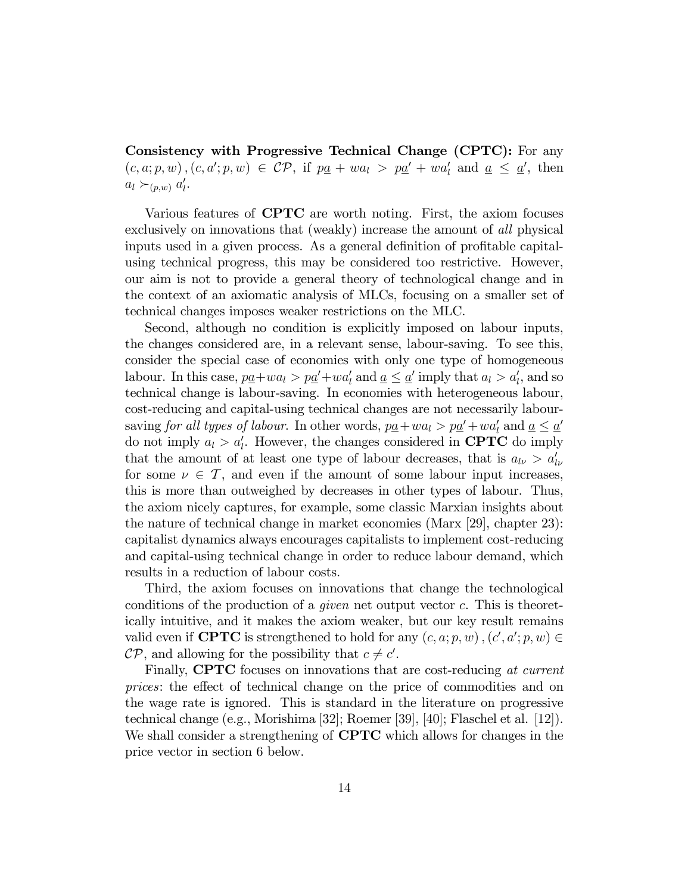**Consistency with Progressive Technical Change (CPTC):** For any $(c, a; p, w), (c, a'; p, w) \in \mathcal{CP}$, if $p\underline{a} + wa_l > p\underline{a}' + wa'_l$ and $\underline{a} \leq \underline{a}'$, then $a_l \succ_{(p,w)} a'_l$.

Various features of **CPTC** are worth noting. First, the axiom focuses exclusively on innovations that (weakly) increase the amount of *all* physical inputs used in a given process. As a general definition of profitable capital-using technical progress, this may be considered too restrictive. However, our aim is not to provide a general theory of technological change and in the context of an axiomatic analysis of MLCs, focusing on a smaller set of technical changes imposes weaker restrictions on the MLC.

Second, although no condition is explicitly imposed on labour inputs, the changes considered are, in a relevant sense, labour-saving. To see this, consider the special case of economies with only one type of homogeneous labour. In this case, $p\underline{a}+wa_l > p\underline{a}'+wa'_l$ and $\underline{a} \leq \underline{a}'$ imply that $a_l > a'_l$, and so technical change is labour-saving. In economies with heterogeneous labour, cost-reducing and capital-using technical changes are not necessarily labour-saving *for all types of labour*. In other words, $p\underline{a}+wa_l > p\underline{a}'+wa'_l$ and $\underline{a} \leq \underline{a}'$ do not imply $a_l > a'_l$. However, the changes considered in **CPTC** do imply that the amount of at least one type of labour decreases, that is $a_{l\nu} > a'_{l\nu}$ for some $\nu \in \mathcal{T}$, and even if the amount of some labour input increases, this is more than outweighed by decreases in other types of labour. Thus, the axiom nicely captures, for example, some classic Marxian insights about the nature of technical change in market economies (Marx [29], chapter 23): capitalist dynamics always encourages capitalists to implement cost-reducing and capital-using technical change in order to reduce labour demand, which results in a reduction of labour costs.

Third, the axiom focuses on innovations that change the technological conditions of the production of a *given* net output vector $c$. This is theoretically intuitive, and it makes the axiom weaker, but our key result remains valid even if **CPTC** is strengthened to hold for any $(c, a; p, w), (c', a'; p, w) \in \mathcal{CP}$, and allowing for the possibility that $c \neq c'$.

Finally, **CPTC** focuses on innovations that are cost-reducing *at current prices*: the effect of technical change on the price of commodities and on the wage rate is ignored. This is standard in the literature on progressive technical change (e.g., Morishima [32]; Roemer [39], [40]; Flaschel et al. [12]). We shall consider a strengthening of **CPTC** which allows for changes in the price vector in section 6 below.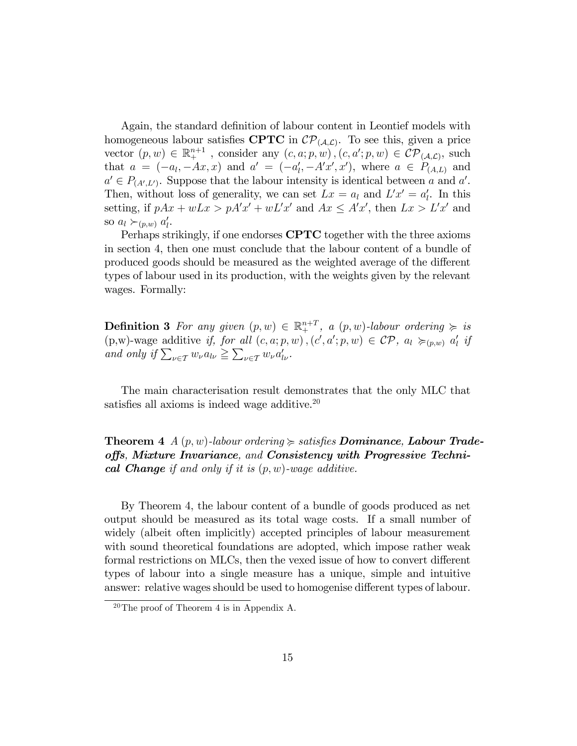Again, the standard definition of labour content in Leontief models with homogeneous labour satisfies **CPTC** in $\mathcal{CP}_{(\mathcal{A},\mathcal{L})}$. To see this, given a price vector $(p,w) \in \mathbb{R}^{n+1}_{+}$ , consider any $(c,a;p,w), (c,a';p,w) \in \mathcal{CP}_{(\mathcal{A},\mathcal{L})}$, such that $a = (-a_l, -Ax, x)$ and $a' = (-a'_l, -A'x', x')$, where $a \in P_{(A,L)}$ and $a' \in P_{(A',L')}$. Suppose that the labour intensity is identical between $a$ and $a'$. Then, without loss of generality, we can set $Lx = a_l$ and $L'x' = a'_l$. In this setting, if $pAx + wLx > pA'x' + wL'x'$ and $Ax \leq A'x'$, then $Lx > L'x'$ and so $a_l \succ_{(p,w)} a'_l$.

Perhaps strikingly, if one endorses **CPTC** together with the three axioms in section 4, then one must conclude that the labour content of a bundle of produced goods should be measured as the weighted average of the different types of labour used in its production, with the weights given by the relevant wages. Formally:

**Definition 3** *For any given $(p,w) \in \mathbb{R}^{n+T}_{+}$, a $(p,w)$-labour ordering $\succcurlyeq$ is* (p,w)-wage additive *if, for all $(c,a;p,w), (c',a';p,w) \in \mathcal{CP}$, $a_l \succcurlyeq_{(p,w)} a'_l$ if and only if $\sum_{\nu \in \mathcal{T}} w_\nu a_{l\nu} \geqq \sum_{\nu \in \mathcal{T}} w_\nu a'_{l\nu}$.*

The main characterisation result demonstrates that the only MLC that satisfies all axioms is indeed wage additive.[20]

**Theorem 4** *A $(p,w)$-labour ordering $\succcurlyeq$ satisfies* ***Dominance****,* ***Labour Trade-offs****,* ***Mixture Invariance****, and* ***Consistency with Progressive Technical Change*** *if and only if it is $(p,w)$-wage additive.*

By Theorem 4, the labour content of a bundle of goods produced as net output should be measured as its total wage costs. If a small number of widely (albeit often implicitly) accepted principles of labour measurement with sound theoretical foundations are adopted, which impose rather weak formal restrictions on MLCs, then the vexed issue of how to convert different types of labour into a single measure has a unique, simple and intuitive answer: relative wages should be used to homogenise different types of labour.

[20] The proof of Theorem 4 is in Appendix A.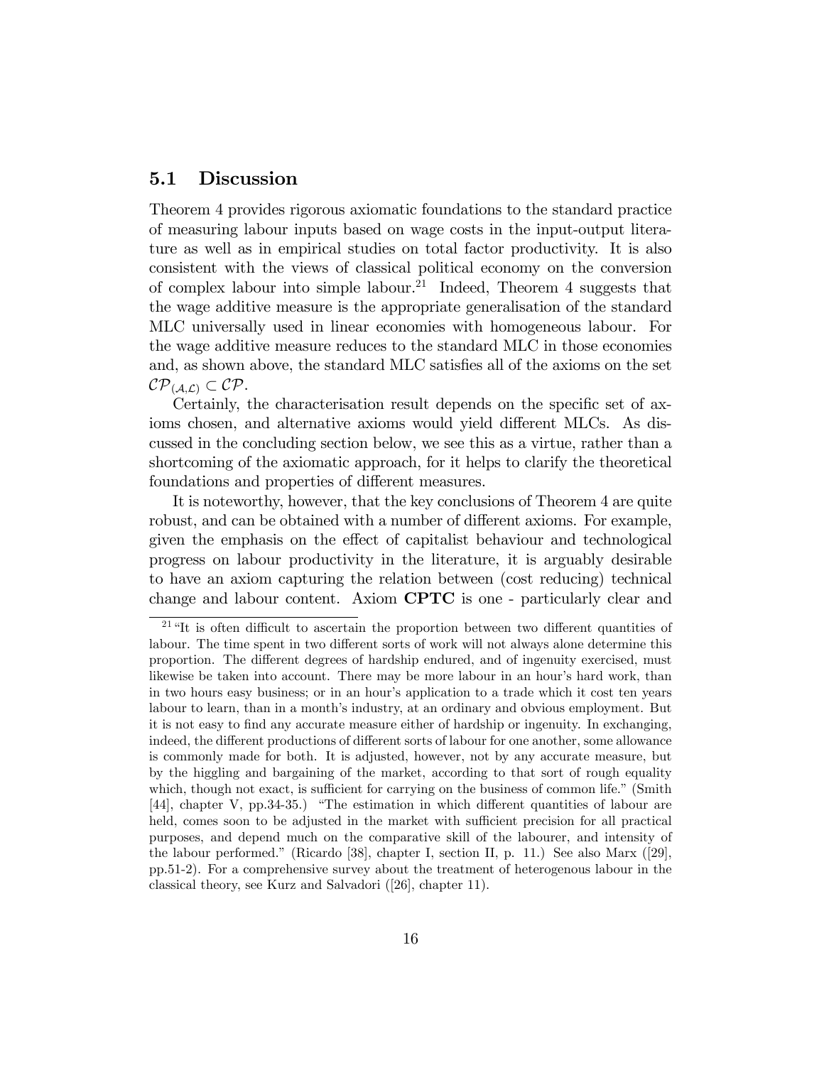## 5.1 Discussion

Theorem 4 provides rigorous axiomatic foundations to the standard practice of measuring labour inputs based on wage costs in the input-output literature as well as in empirical studies on total factor productivity. It is also consistent with the views of classical political economy on the conversion of complex labour into simple labour.[21] Indeed, Theorem 4 suggests that the wage additive measure is the appropriate generalisation of the standard MLC universally used in linear economies with homogeneous labour. For the wage additive measure reduces to the standard MLC in those economies and, as shown above, the standard MLC satisfies all of the axioms on the set $\mathcal{CP}_{(\mathcal{A},\mathcal{L})} \subset \mathcal{CP}$.

Certainly, the characterisation result depends on the specific set of axioms chosen, and alternative axioms would yield different MLCs. As discussed in the concluding section below, we see this as a virtue, rather than a shortcoming of the axiomatic approach, for it helps to clarify the theoretical foundations and properties of different measures.

It is noteworthy, however, that the key conclusions of Theorem 4 are quite robust, and can be obtained with a number of different axioms. For example, given the emphasis on the effect of capitalist behaviour and technological progress on labour productivity in the literature, it is arguably desirable to have an axiom capturing the relation between (cost reducing) technical change and labour content. Axiom **CPTC** is one - particularly clear and

---

[21] "It is often difficult to ascertain the proportion between two different quantities of labour. The time spent in two different sorts of work will not always alone determine this proportion. The different degrees of hardship endured, and of ingenuity exercised, must likewise be taken into account. There may be more labour in an hour's hard work, than in two hours easy business; or in an hour's application to a trade which it cost ten years labour to learn, than in a month's industry, at an ordinary and obvious employment. But it is not easy to find any accurate measure either of hardship or ingenuity. In exchanging, indeed, the different productions of different sorts of labour for one another, some allowance is commonly made for both. It is adjusted, however, not by any accurate measure, but by the higgling and bargaining of the market, according to that sort of rough equality which, though not exact, is sufficient for carrying on the business of common life." (Smith [44], chapter V, pp.34-35.) "The estimation in which different quantities of labour are held, comes soon to be adjusted in the market with sufficient precision for all practical purposes, and depend much on the comparative skill of the labourer, and intensity of the labour performed." (Ricardo [38], chapter I, section II, p. 11.) See also Marx ([29], pp.51-2). For a comprehensive survey about the treatment of heterogenous labour in the classical theory, see Kurz and Salvadori ([26], chapter 11).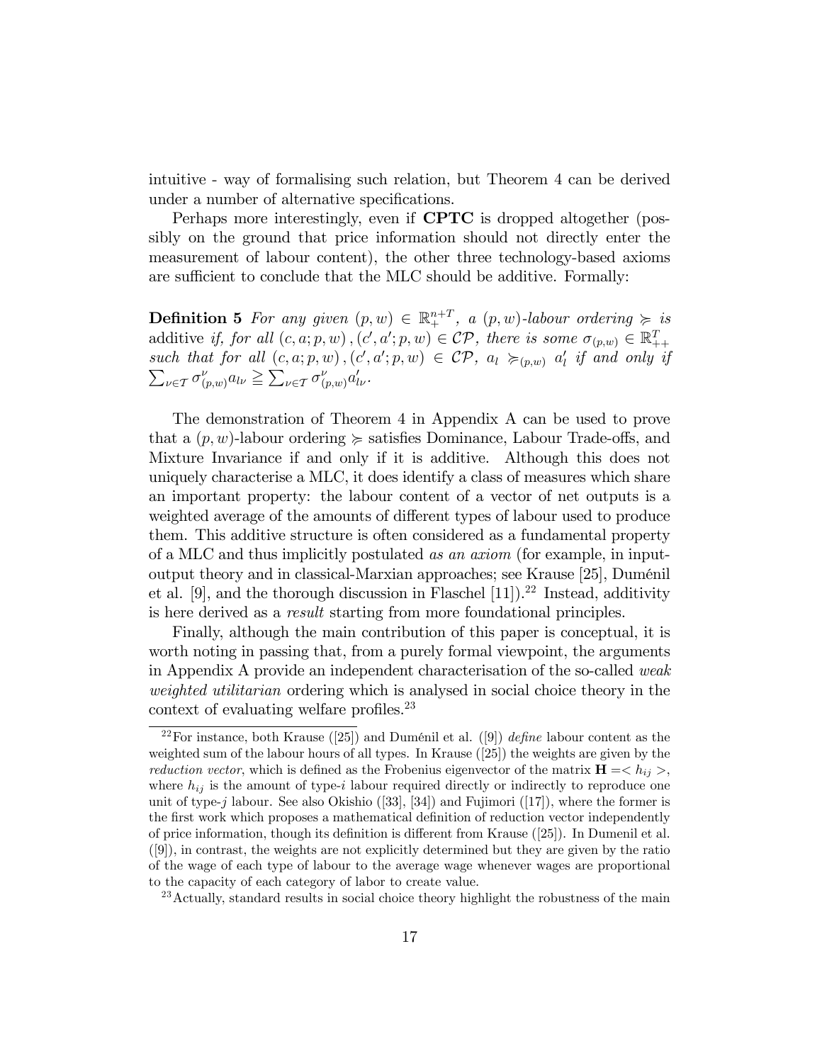intuitive - way of formalising such relation, but Theorem 4 can be derived under a number of alternative specifications.

Perhaps more interestingly, even if **CPTC** is dropped altogether (possibly on the ground that price information should not directly enter the measurement of labour content), the other three technology-based axioms are sufficient to conclude that the MLC should be additive. Formally:

**Definition 5** *For any given* $(p, w) \in \mathbb{R}_+^{n+T}$*, a* $(p, w)$*-labour ordering* $\succcurlyeq$ *is* additive *if, for all* $(c, a; p, w), (c', a'; p, w) \in \mathcal{CP}$*, there is some* $\sigma_{(p,w)} \in \mathbb{R}_{++}^T$ *such that for all* $(c, a; p, w), (c', a'; p, w) \in \mathcal{CP}$*,* $a_l \succcurlyeq_{(p,w)} a'_l$ *if and only if* $\sum_{\nu \in \mathcal{T}} \sigma_{(p,w)}^{\nu} a_{l\nu} \geqq \sum_{\nu \in \mathcal{T}} \sigma_{(p,w)}^{\nu} a'_{l\nu}$*.*

The demonstration of Theorem 4 in Appendix A can be used to prove that a $(p, w)$-labour ordering $\succcurlyeq$ satisfies Dominance, Labour Trade-offs, and Mixture Invariance if and only if it is additive. Although this does not uniquely characterise a MLC, it does identify a class of measures which share an important property: the labour content of a vector of net outputs is a weighted average of the amounts of different types of labour used to produce them. This additive structure is often considered as a fundamental property of a MLC and thus implicitly postulated *as an axiom* (for example, in input-output theory and in classical-Marxian approaches; see Krause [25], Duménil et al. [9], and the thorough discussion in Flaschel [11]).[22] Instead, additivity is here derived as a *result* starting from more foundational principles.

Finally, although the main contribution of this paper is conceptual, it is worth noting in passing that, from a purely formal viewpoint, the arguments in Appendix A provide an independent characterisation of the so-called *weak weighted utilitarian* ordering which is analysed in social choice theory in the context of evaluating welfare profiles.[23]

---

[22] For instance, both Krause ([25]) and Duménil et al. ([9]) *define* labour content as the weighted sum of the labour hours of all types. In Krause ([25]) the weights are given by the *reduction vector*, which is defined as the Frobenius eigenvector of the matrix $\mathbf{H} = < h_{ij} >$, where $h_{ij}$ is the amount of type-$i$ labour required directly or indirectly to reproduce one unit of type-$j$ labour. See also Okishio ([33], [34]) and Fujimori ([17]), where the former is the first work which proposes a mathematical definition of reduction vector independently of price information, though its definition is different from Krause ([25]). In Dumenil et al. ([9]), in contrast, the weights are not explicitly determined but they are given by the ratio of the wage of each type of labour to the average wage whenever wages are proportional to the capacity of each category of labor to create value.

[23] Actually, standard results in social choice theory highlight the robustness of the main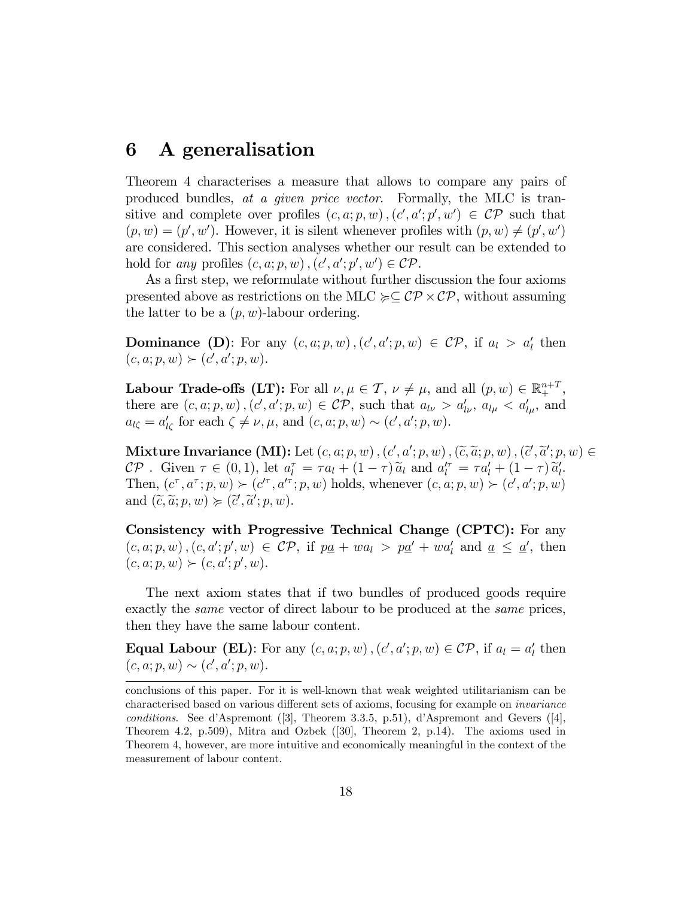# 6 A generalisation

Theorem 4 characterises a measure that allows to compare any pairs of produced bundles, *at a given price vector*. Formally, the MLC is transitive and complete over profiles $(c, a; p, w), (c', a'; p', w') \in \mathcal{CP}$ such that $(p, w) = (p', w')$. However, it is silent whenever profiles with $(p, w) \neq (p', w')$ are considered. This section analyses whether our result can be extended to hold for *any* profiles $(c, a; p, w), (c', a'; p', w') \in \mathcal{CP}$.

As a first step, we reformulate without further discussion the four axioms presented above as restrictions on the MLC $\succcurlyeq \subseteq \mathcal{CP} \times \mathcal{CP}$, without assuming the latter to be a $(p, w)$-labour ordering.

**Dominance (D)**: For any $(c, a; p, w), (c', a'; p, w) \in \mathcal{CP}$, if $a_l > a'_l$ then $(c, a; p, w) \succ (c', a'; p, w)$.

**Labour Trade-offs (LT):** For all $\nu, \mu \in \mathcal{T}$, $\nu \neq \mu$, and all $(p, w) \in \mathbb{R}^{n+T}_+$, there are $(c, a; p, w), (c', a'; p, w) \in \mathcal{CP}$, such that $a_{l\nu} > a'_{l\nu}$, $a_{l\mu} < a'_{l\mu}$, and $a_{l\zeta} = a'_{l\zeta}$ for each $\zeta \neq \nu, \mu$, and $(c, a; p, w) \sim (c', a'; p, w)$.

**Mixture Invariance (MI):** Let $(c, a; p, w), (c', a'; p, w), (\widetilde{c}, \widetilde{a}; p, w), (\widetilde{c}', \widetilde{a}'; p, w) \in \mathcal{CP}$ . Given $\tau \in (0, 1)$, let $a^\tau_l = \tau a_l + (1 - \tau) \widetilde{a}_l$ and $a'^\tau_l = \tau a'_l + (1 - \tau) \widetilde{a}'_l$. Then, $(c^\tau, a^\tau; p, w) \succ (c'^\tau, a'^\tau; p, w)$ holds, whenever $(c, a; p, w) \succ (c', a'; p, w)$ and $(\widetilde{c}, \widetilde{a}; p, w) \succcurlyeq (\widetilde{c}', \widetilde{a}'; p, w)$.

**Consistency with Progressive Technical Change (CPTC):** For any $(c, a; p, w), (c, a'; p', w) \in \mathcal{CP}$, if $p\underline{a} + wa_l > p\underline{a}' + wa'_l$ and $\underline{a} \leq \underline{a}'$, then $(c, a; p, w) \succ (c, a'; p', w)$.

The next axiom states that if two bundles of produced goods require exactly the *same* vector of direct labour to be produced at the *same* prices, then they have the same labour content.

**Equal Labour (EL)**: For any $(c, a; p, w), (c', a'; p, w) \in \mathcal{CP}$, if $a_l = a'_l$ then $(c, a; p, w) \sim (c', a'; p, w)$.

---

conclusions of this paper. For it is well-known that weak weighted utilitarianism can be characterised based on various different sets of axioms, focusing for example on *invariance conditions*. See d'Aspremont ([3], Theorem 3.3.5, p.51), d'Aspremont and Gevers ([4], Theorem 4.2, p.509), Mitra and Ozbek ([30], Theorem 2, p.14). The axioms used in Theorem 4, however, are more intuitive and economically meaningful in the context of the measurement of labour content.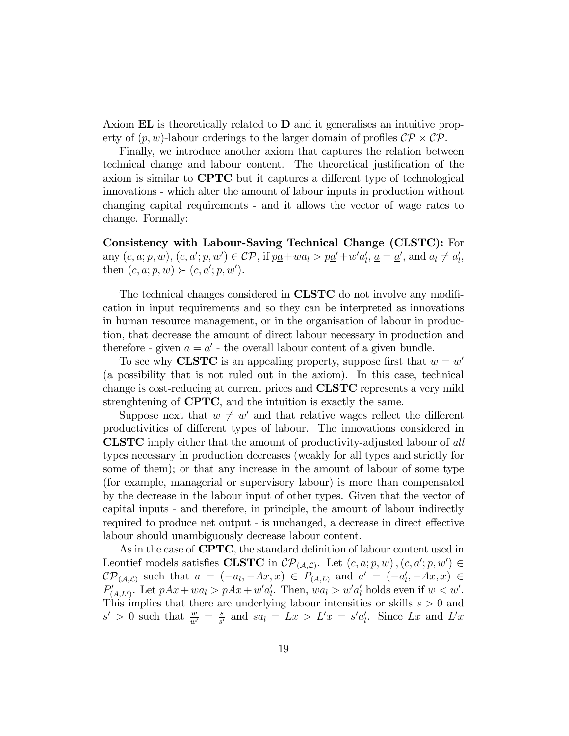Axiom **EL** is theoretically related to **D** and it generalises an intuitive property of $(p, w)$-labour orderings to the larger domain of profiles $\mathcal{CP} \times \mathcal{CP}$.

Finally, we introduce another axiom that captures the relation between technical change and labour content. The theoretical justification of the axiom is similar to **CPTC** but it captures a different type of technological innovations - which alter the amount of labour inputs in production without changing capital requirements - and it allows the vector of wage rates to change. Formally:

**Consistency with Labour-Saving Technical Change (CLSTC):** For any $(c, a; p, w)$, $(c, a'; p, w') \in \mathcal{CP}$, if $p\underline{a} + wa_l > p\underline{a}' + w'a_l'$, $\underline{a} = \underline{a}'$, and $a_l \neq a_l'$, then $(c, a; p, w) \succ (c, a'; p, w')$.

The technical changes considered in **CLSTC** do not involve any modification in input requirements and so they can be interpreted as innovations in human resource management, or in the organisation of labour in production, that decrease the amount of direct labour necessary in production and therefore - given $\underline{a} = \underline{a}'$ - the overall labour content of a given bundle.

To see why **CLSTC** is an appealing property, suppose first that $w = w'$ (a possibility that is not ruled out in the axiom). In this case, technical change is cost-reducing at current prices and **CLSTC** represents a very mild strenghtening of **CPTC**, and the intuition is exactly the same.

Suppose next that $w \neq w'$ and that relative wages reflect the different productivities of different types of labour. The innovations considered in **CLSTC** imply either that the amount of productivity-adjusted labour of *all* types necessary in production decreases (weakly for all types and strictly for some of them); or that any increase in the amount of labour of some type (for example, managerial or supervisory labour) is more than compensated by the decrease in the labour input of other types. Given that the vector of capital inputs - and therefore, in principle, the amount of labour indirectly required to produce net output - is unchanged, a decrease in direct effective labour should unambiguously decrease labour content.

As in the case of **CPTC**, the standard definition of labour content used in Leontief models satisfies **CLSTC** in $\mathcal{CP}_{(\mathcal{A},\mathcal{L})}$. Let $(c, a; p, w), (c, a'; p, w') \in \mathcal{CP}_{(\mathcal{A},\mathcal{L})}$ such that $a = (-a_l, -Ax, x) \in P_{(A,L)}$ and $a' = (-a_l', -Ax, x) \in P'_{(A,L')}$. Let $pAx + wa_l > pAx + w'a_l'$. Then, $wa_l > w'a_l'$ holds even if $w < w'$. This implies that there are underlying labour intensities or skills $s > 0$ and $s' > 0$ such that $\frac{w}{w'} = \frac{s}{s'}$ and $sa_l = Lx > L'x = s'a_l'$. Since $Lx$ and $L'x$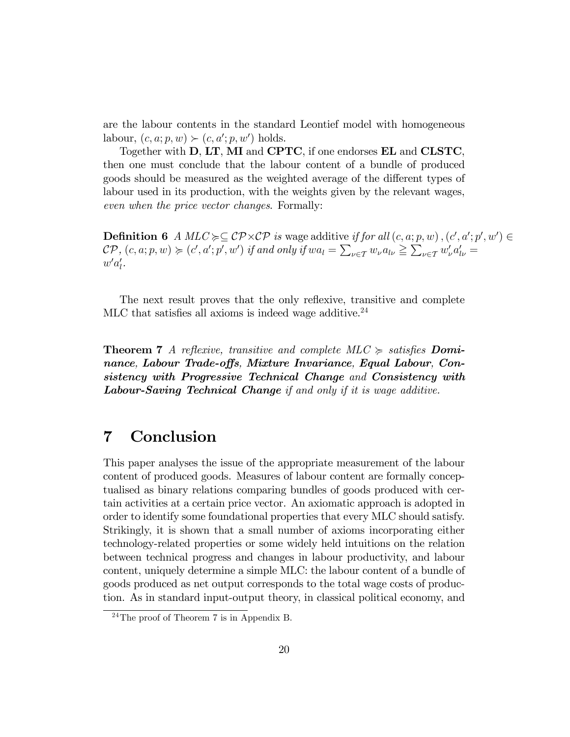are the labour contents in the standard Leontief model with homogeneous labour, $(c, a; p, w) \succ (c, a'; p, w')$ holds.

Together with **D**, **LT**, **MI** and **CPTC**, if one endorses **EL** and **CLSTC**, then one must conclude that the labour content of a bundle of produced goods should be measured as the weighted average of the different types of labour used in its production, with the weights given by the relevant wages, *even when the price vector changes*. Formally:

**Definition 6** *A MLC* $\succcurlyeq \subseteq \mathcal{CP} \times \mathcal{CP}$ *is* wage additive *if for all* $(c, a; p, w), (c', a'; p', w') \in \mathcal{CP}$, $(c, a; p, w) \succcurlyeq (c', a'; p', w')$ *if and only if* $wa_l = \sum_{\nu \in \mathcal{T}} w_\nu a_{l\nu} \geqq \sum_{\nu \in \mathcal{T}} w'_\nu a'_{l\nu} = w'a'_l$.

The next result proves that the only reflexive, transitive and complete MLC that satisfies all axioms is indeed wage additive.[24]

**Theorem 7** *A reflexive, transitive and complete MLC* $\succcurlyeq$ *satisfies* ***Dominance, Labour Trade-offs, Mixture Invariance, Equal Labour, Consistency with Progressive Technical Change*** *and* ***Consistency with Labour-Saving Technical Change*** *if and only if it is wage additive.*

# 7 Conclusion

This paper analyses the issue of the appropriate measurement of the labour content of produced goods. Measures of labour content are formally conceptualised as binary relations comparing bundles of goods produced with certain activities at a certain price vector. An axiomatic approach is adopted in order to identify some foundational properties that every MLC should satisfy. Strikingly, it is shown that a small number of axioms incorporating either technology-related properties or some widely held intuitions on the relation between technical progress and changes in labour productivity, and labour content, uniquely determine a simple MLC: the labour content of a bundle of goods produced as net output corresponds to the total wage costs of production. As in standard input-output theory, in classical political economy, and

[24] The proof of Theorem 7 is in Appendix B.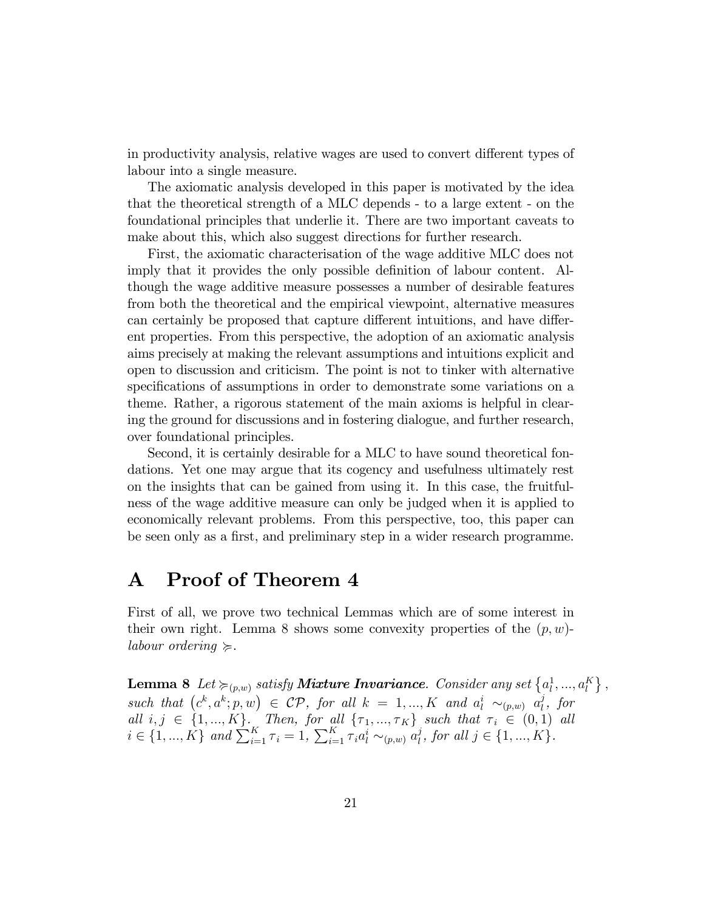in productivity analysis, relative wages are used to convert different types of labour into a single measure.

The axiomatic analysis developed in this paper is motivated by the idea that the theoretical strength of a MLC depends - to a large extent - on the foundational principles that underlie it. There are two important caveats to make about this, which also suggest directions for further research.

First, the axiomatic characterisation of the wage additive MLC does not imply that it provides the only possible definition of labour content. Although the wage additive measure possesses a number of desirable features from both the theoretical and the empirical viewpoint, alternative measures can certainly be proposed that capture different intuitions, and have different properties. From this perspective, the adoption of an axiomatic analysis aims precisely at making the relevant assumptions and intuitions explicit and open to discussion and criticism. The point is not to tinker with alternative specifications of assumptions in order to demonstrate some variations on a theme. Rather, a rigorous statement of the main axioms is helpful in clearing the ground for discussions and in fostering dialogue, and further research, over foundational principles.

Second, it is certainly desirable for a MLC to have sound theoretical fondations. Yet one may argue that its cogency and usefulness ultimately rest on the insights that can be gained from using it. In this case, the fruitfulness of the wage additive measure can only be judged when it is applied to economically relevant problems. From this perspective, too, this paper can be seen only as a first, and preliminary step in a wider research programme.

# A Proof of Theorem 4

First of all, we prove two technical Lemmas which are of some interest in their own right. Lemma 8 shows some convexity properties of the $(p, w)$-*labour ordering* $\succcurlyeq$.

**Lemma 8** *Let* $\succcurlyeq_{(p,w)}$ *satisfy* ***Mixture Invariance***. *Consider any set* $\{a_l^1, ..., a_l^K\}$, *such that* $(c^k, a^k; p, w) \in \mathcal{CP}$, *for all* $k = 1, ..., K$ *and* $a_l^i \sim_{(p,w)} a_l^j$, *for all* $i, j \in \{1, ..., K\}$. *Then, for all* $\{\tau_1, ..., \tau_K\}$ *such that* $\tau_i \in (0, 1)$ *all* $i \in \{1, ..., K\}$ *and* $\sum_{i=1}^K \tau_i = 1$, $\sum_{i=1}^K \tau_i a_l^i \sim_{(p,w)} a_l^j$, *for all* $j \in \{1, ..., K\}$.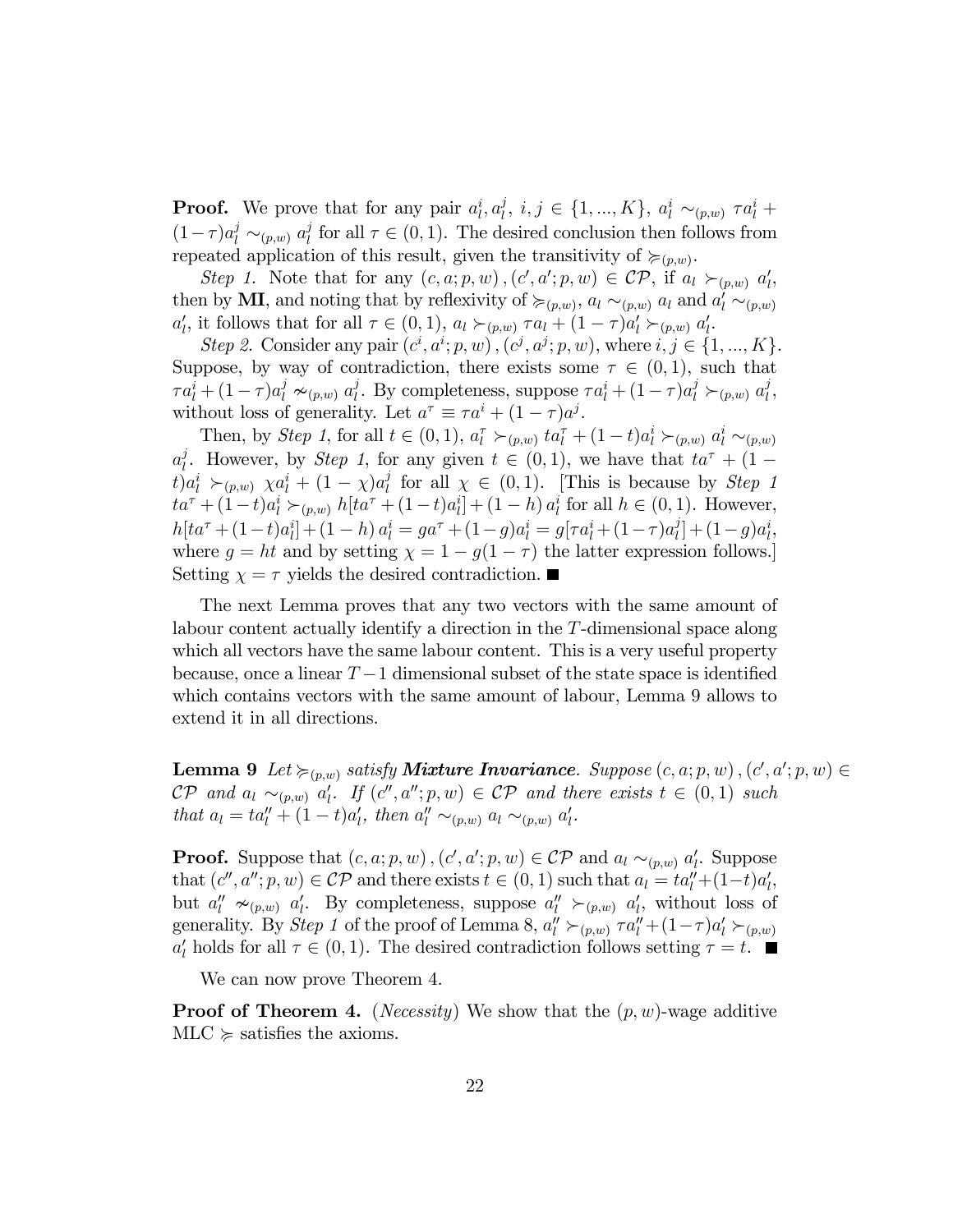**Proof.** We prove that for any pair $a_l^i, a_l^j$, $i,j \in \{1,...,K\}$, $a_l^i \sim_{(p,w)} \tau a_l^i + (1-\tau)a_l^j \sim_{(p,w)} a_l^j$ for all $\tau \in (0,1)$. The desired conclusion then follows from repeated application of this result, given the transitivity of $\succcurlyeq_{(p,w)}$.

*Step 1.* Note that for any $(c, a; p, w), (c', a'; p, w) \in \mathcal{CP}$, if $a_l \succ_{(p,w)} a_l'$, then by **MI**, and noting that by reflexivity of $\succcurlyeq_{(p,w)}$, $a_l \sim_{(p,w)} a_l$ and $a_l' \sim_{(p,w)} a_l'$, it follows that for all $\tau \in (0,1)$, $a_l \succ_{(p,w)} \tau a_l + (1-\tau)a_l' \succ_{(p,w)} a_l'$.

*Step 2.* Consider any pair $(c^i, a^i; p, w), (c^j, a^j; p, w)$, where $i, j \in \{1, ..., K\}$. Suppose, by way of contradiction, there exists some $\tau \in (0,1)$, such that $\tau a_l^i + (1-\tau)a_l^j \nsim_{(p,w)} a_l^j$. By completeness, suppose $\tau a_l^i + (1-\tau)a_l^j \succ_{(p,w)} a_l^j$, without loss of generality. Let $a^\tau \equiv \tau a^i + (1-\tau)a^j$.

Then, by *Step 1*, for all $t \in (0,1)$, $a_l^\tau \succ_{(p,w)} t a_l^\tau + (1-t)a_l^i \succ_{(p,w)} a_l^i \sim_{(p,w)} a_l^j$. However, by *Step 1*, for any given $t \in (0,1)$, we have that $t a^\tau + (1-t)a_l^i \succ_{(p,w)} \chi a_l^i + (1-\chi)a_l^j$ for all $\chi \in (0,1)$. [This is because by *Step 1* $t a^\tau + (1-t)a_l^i \succ_{(p,w)} h[t a^\tau + (1-t)a_l^i] + (1-h)\, a_l^i$ for all $h \in (0,1)$. However, $h[t a^\tau + (1-t)a_l^i] + (1-h)\, a_l^i = g a^\tau + (1-g)a_l^i = g[\tau a_l^i + (1-\tau)a_l^j] + (1-g)a_l^i$, where $g = ht$ and by setting $\chi = 1 - g(1-\tau)$ the latter expression follows.] Setting $\chi = \tau$ yields the desired contradiction. ∎

The next Lemma proves that any two vectors with the same amount of labour content actually identify a direction in the $T$-dimensional space along which all vectors have the same labour content. This is a very useful property because, once a linear $T-1$ dimensional subset of the state space is identified which contains vectors with the same amount of labour, Lemma 9 allows to extend it in all directions.

**Lemma 9** *Let $\succcurlyeq_{(p,w)}$ satisfy **Mixture Invariance**. Suppose $(c, a; p, w), (c', a'; p, w) \in \mathcal{CP}$ and $a_l \sim_{(p,w)} a_l'$. If $(c'', a''; p, w) \in \mathcal{CP}$ and there exists $t \in (0,1)$ such that $a_l = t a_l'' + (1-t)a_l'$, then $a_l'' \sim_{(p,w)} a_l \sim_{(p,w)} a_l'$.*

**Proof.** Suppose that $(c, a; p, w), (c', a'; p, w) \in \mathcal{CP}$ and $a_l \sim_{(p,w)} a_l'$. Suppose that $(c'', a''; p, w) \in \mathcal{CP}$ and there exists $t \in (0,1)$ such that $a_l = t a_l'' + (1-t)a_l'$, but $a_l'' \nsim_{(p,w)} a_l'$. By completeness, suppose $a_l'' \succ_{(p,w)} a_l'$, without loss of generality. By *Step 1* of the proof of Lemma 8, $a_l'' \succ_{(p,w)} \tau a_l'' + (1-\tau)a_l' \succ_{(p,w)} a_l'$ holds for all $\tau \in (0,1)$. The desired contradiction follows setting $\tau = t$. ∎

We can now prove Theorem 4.

**Proof of Theorem 4.** (*Necessity*) We show that the $(p, w)$-wage additive MLC $\succcurlyeq$ satisfies the axioms.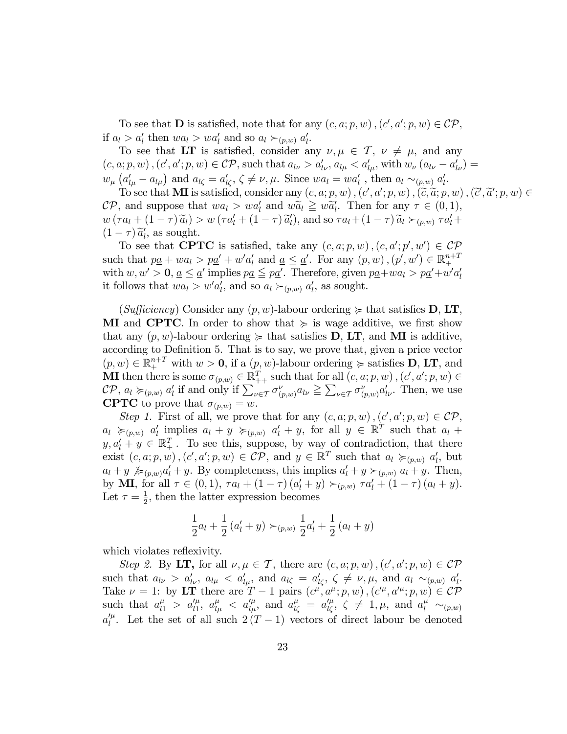To see that **D** is satisfied, note that for any $(c, a; p, w), (c', a'; p, w) \in \mathcal{CP}$, if $a_l > a'_l$ then $wa_l > wa'_l$ and so $a_l \succ_{(p,w)} a'_l$.

To see that **LT** is satisfied, consider any $\nu, \mu \in \mathcal{T}$, $\nu \neq \mu$, and any $(c, a; p, w), (c', a'; p, w) \in \mathcal{CP}$, such that $a_{l\nu} > a'_{l\nu}$, $a_{l\mu} < a'_{l\mu}$, with $w_\nu (a_{l\nu} - a'_{l\nu}) = w_\mu (a'_{l\mu} - a_{l\mu})$ and $a_{l\zeta} = a'_{l\zeta}$, $\zeta \neq \nu, \mu$. Since $wa_l = wa'_l$ , then $a_l \sim_{(p,w)} a'_l$.

To see that **MI** is satisfied, consider any $(c, a; p, w), (c', a'; p, w), (\widetilde{c}, \widetilde{a}; p, w), (\widetilde{c}', \widetilde{a}'; p, w) \in \mathcal{CP}$, and suppose that $wa_l > wa'_l$ and $w\widetilde{a}_l \geqq w\widetilde{a}'_l$. Then for any $\tau \in (0, 1)$, $w(\tau a_l + (1-\tau)\widetilde{a}_l) > w(\tau a'_l + (1-\tau)\widetilde{a}'_l)$, and so $\tau a_l + (1-\tau)\widetilde{a}_l \succ_{(p,w)} \tau a'_l + (1-\tau)\widetilde{a}'_l$, as sought.

To see that **CPTC** is satisfied, take any $(c, a; p, w), (c, a'; p', w') \in \mathcal{CP}$ such that $p\underline{a} + wa_l > p\underline{a}' + w'a'_l$ and $\underline{a} \leq \underline{a}'$. For any $(p, w), (p', w') \in \mathbb{R}^{n+T}_+$ with $w, w' > \mathbf{0}$, $\underline{a} \leq \underline{a}'$ implies $p\underline{a} \leqq p\underline{a}'$. Therefore, given $p\underline{a} + wa_l > p\underline{a}' + w'a'_l$ it follows that $wa_l > w'a'_l$, and so $a_l \succ_{(p,w)} a'_l$, as sought.

(*Sufficiency*) Consider any $(p, w)$-labour ordering $\succcurlyeq$ that satisfies **D**, **LT**, **MI** and **CPTC**. In order to show that $\succcurlyeq$ is wage additive, we first show that any $(p, w)$-labour ordering $\succcurlyeq$ that satisfies **D**, **LT**, and **MI** is additive, according to Definition 5. That is to say, we prove that, given a price vector $(p, w) \in \mathbb{R}^{n+T}_+$ with $w > \mathbf{0}$, if a $(p, w)$-labour ordering $\succcurlyeq$ satisfies **D**, **LT**, and **MI** then there is some $\sigma_{(p,w)} \in \mathbb{R}^T_{++}$ such that for all $(c, a; p, w), (c', a'; p, w) \in \mathcal{CP}$, $a_l \succcurlyeq_{(p,w)} a'_l$ if and only if $\sum_{\nu \in \mathcal{T}} \sigma^\nu_{(p,w)} a_{l\nu} \geqq \sum_{\nu \in \mathcal{T}} \sigma^\nu_{(p,w)} a'_{l\nu}$. Then, we use **CPTC** to prove that $\sigma_{(p,w)} = w$.

*Step 1.* First of all, we prove that for any $(c, a; p, w), (c', a'; p, w) \in \mathcal{CP}$, $a_l \succcurlyeq_{(p,w)} a'_l$ implies $a_l + y \succcurlyeq_{(p,w)} a'_l + y$, for all $y \in \mathbb{R}^T$ such that $a_l + y, a'_l + y \in \mathbb{R}^T_+$. To see this, suppose, by way of contradiction, that there exist $(c, a; p, w), (c', a'; p, w) \in \mathcal{CP}$, and $y \in \mathbb{R}^T$ such that $a_l \succcurlyeq_{(p,w)} a'_l$, but $a_l + y \not\succcurlyeq_{(p,w)} a'_l + y$. By completeness, this implies $a'_l + y \succ_{(p,w)} a_l + y$. Then, by **MI**, for all $\tau \in (0, 1)$, $\tau a_l + (1-\tau)(a'_l + y) \succ_{(p,w)} \tau a'_l + (1-\tau)(a_l + y)$. Let $\tau = \frac{1}{2}$, then the latter expression becomes

$$\frac{1}{2}a_l + \frac{1}{2}(a'_l + y) \succ_{(p,w)} \frac{1}{2}a'_l + \frac{1}{2}(a_l + y)$$

which violates reflexivity.

*Step 2.* By **LT,** for all $\nu, \mu \in \mathcal{T}$, there are $(c, a; p, w), (c', a'; p, w) \in \mathcal{CP}$ such that $a_{l\nu} > a'_{l\nu}$, $a_{l\mu} < a'_{l\mu}$, and $a_{l\zeta} = a'_{l\zeta}$, $\zeta \neq \nu, \mu$, and $a_l \sim_{(p,w)} a'_l$. Take $\nu = 1$: by **LT** there are $T-1$ pairs $(c^\mu, a^\mu; p, w), (c'^\mu, a'^\mu; p, w) \in \mathcal{CP}$ such that $a^\mu_{l1} > a'^\mu_{l1}$, $a^\mu_{l\mu} < a'^\mu_{l\mu}$, and $a^\mu_{l\zeta} = a'^\mu_{l\zeta}$, $\zeta \neq 1, \mu$, and $a^\mu_l \sim_{(p,w)} a'^\mu_l$. Let the set of all such $2(T-1)$ vectors of direct labour be denoted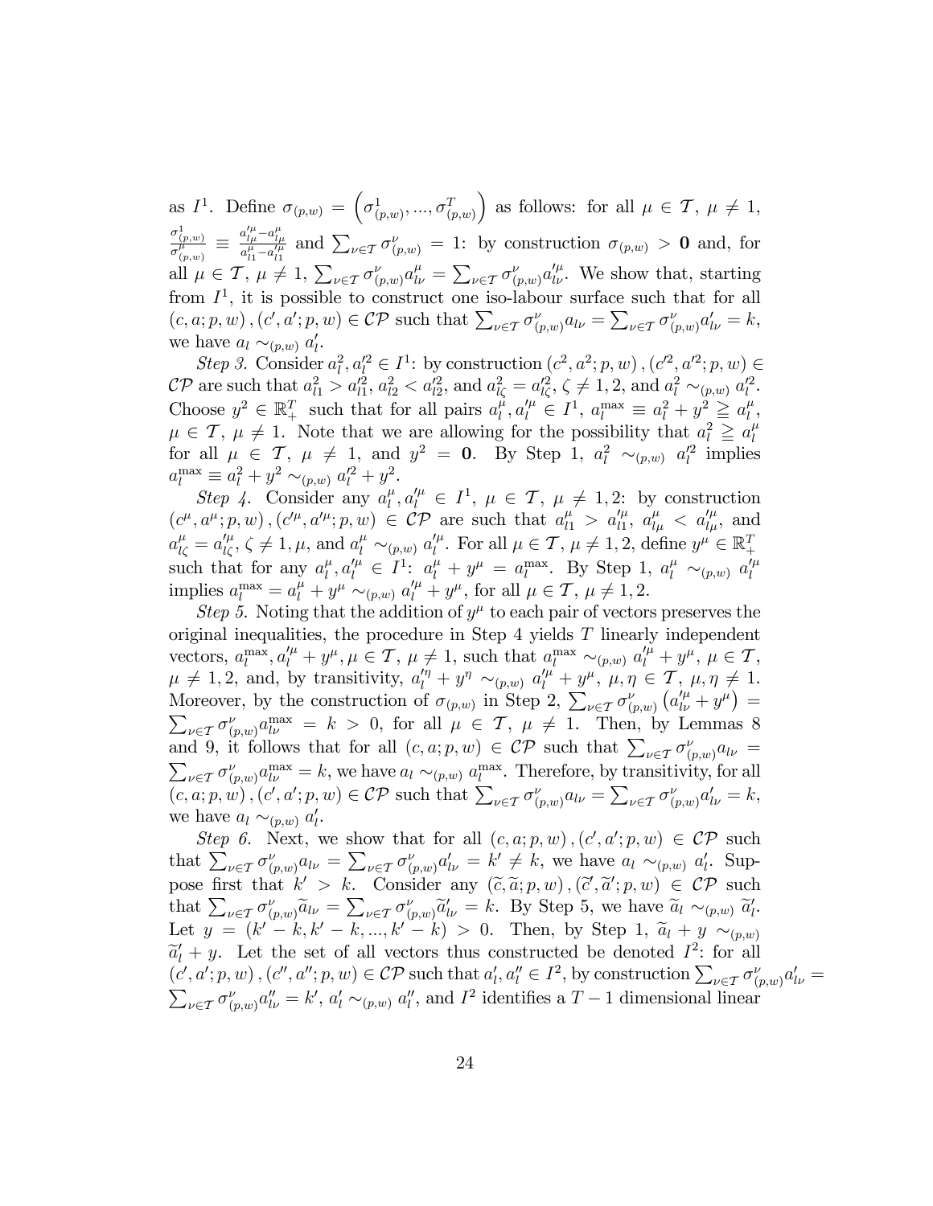as $I^1$. Define $\sigma_{(p,w)} = \left(\sigma^1_{(p,w)}, ..., \sigma^T_{(p,w)}\right)$ as follows: for all $\mu \in \mathcal{T}$, $\mu \neq 1$, $\frac{\sigma^1_{(p,w)}}{\sigma^\mu_{(p,w)}} \equiv \frac{a'^\mu_{l\mu} - a^\mu_{l\mu}}{a^\mu_{l1} - a'^\mu_{l1}}$ and $\sum_{\nu \in \mathcal{T}} \sigma^\nu_{(p,w)} = 1$: by construction $\sigma_{(p,w)} > \mathbf{0}$ and, for all $\mu \in \mathcal{T}$, $\mu \neq 1$, $\sum_{\nu \in \mathcal{T}} \sigma^\nu_{(p,w)} a^\mu_{l\nu} = \sum_{\nu \in \mathcal{T}} \sigma^\nu_{(p,w)} a'^\mu_{l\nu}$. We show that, starting from $I^1$, it is possible to construct one iso-labour surface such that for all $(c, a; p, w), (c', a'; p, w) \in \mathcal{CP}$ such that $\sum_{\nu \in \mathcal{T}} \sigma^\nu_{(p,w)} a_{l\nu} = \sum_{\nu \in \mathcal{T}} \sigma^\nu_{(p,w)} a'_{l\nu} = k$, we have $a_l \sim_{(p,w)} a'_l$.

*Step 3.* Consider $a^2_l, a'^2_l \in I^1$: by construction $(c^2, a^2; p, w), (c'^2, a'^2; p, w) \in \mathcal{CP}$ are such that $a^2_{l1} > a'^2_{l1}$, $a^2_{l2} < a'^2_{l2}$, and $a^2_{l\zeta} = a'^2_{l\zeta}$, $\zeta \neq 1, 2$, and $a^2_l \sim_{(p,w)} a'^2_l$. Choose $y^2 \in \mathbb{R}^T_+$ such that for all pairs $a^\mu_l, a'^\mu_l \in I^1$, $a^{\max}_l \equiv a^2_l + y^2 \geqq a^\mu_l$, $\mu \in \mathcal{T}$, $\mu \neq 1$. Note that we are allowing for the possibility that $a^2_l \geqq a^\mu_l$ for all $\mu \in \mathcal{T}$, $\mu \neq 1$, and $y^2 = \mathbf{0}$. By Step 1, $a^2_l \sim_{(p,w)} a'^2_l$ implies $a^{\max}_l \equiv a^2_l + y^2 \sim_{(p,w)} a'^2_l + y^2$.

*Step 4.* Consider any $a^\mu_l, a'^\mu_l \in I^1$, $\mu \in \mathcal{T}$, $\mu \neq 1, 2$: by construction $(c^\mu, a^\mu; p, w), (c'^\mu, a'^\mu; p, w) \in \mathcal{CP}$ are such that $a^\mu_{l1} > a'^\mu_{l1}$, $a^\mu_{l\mu} < a'^\mu_{l\mu}$, and $a^\mu_{l\zeta} = a'^\mu_{l\zeta}$, $\zeta \neq 1, \mu$, and $a^\mu_l \sim_{(p,w)} a'^\mu_l$. For all $\mu \in \mathcal{T}$, $\mu \neq 1, 2$, define $y^\mu \in \mathbb{R}^T_+$ such that for any $a^\mu_l, a'^\mu_l \in I^1$: $a^\mu_l + y^\mu = a^{\max}_l$. By Step 1, $a^\mu_l \sim_{(p,w)} a'^\mu_l$ implies $a^{\max}_l = a^\mu_l + y^\mu \sim_{(p,w)} a'^\mu_l + y^\mu$, for all $\mu \in \mathcal{T}$, $\mu \neq 1, 2$.

*Step 5.* Noting that the addition of $y^\mu$ to each pair of vectors preserves the original inequalities, the procedure in Step 4 yields $T$ linearly independent vectors, $a^{\max}_l, a'^\mu_l + y^\mu$, $\mu \in \mathcal{T}$, $\mu \neq 1$, such that $a^{\max}_l \sim_{(p,w)} a'^\mu_l + y^\mu$, $\mu \in \mathcal{T}$, $\mu \neq 1, 2$, and, by transitivity, $a'^\eta_l + y^\eta \sim_{(p,w)} a'^\mu_l + y^\mu$, $\mu, \eta \in \mathcal{T}$, $\mu, \eta \neq 1$. Moreover, by the construction of $\sigma_{(p,w)}$ in Step 2, $\sum_{\nu \in \mathcal{T}} \sigma^\nu_{(p,w)} \left(a'^\mu_{l\nu} + y^\mu\right) = \sum_{\nu \in \mathcal{T}} \sigma^\nu_{(p,w)} a^{\max}_{l\nu} = k > 0$, for all $\mu \in \mathcal{T}$, $\mu \neq 1$. Then, by Lemmas 8 and 9, it follows that for all $(c, a; p, w) \in \mathcal{CP}$ such that $\sum_{\nu \in \mathcal{T}} \sigma^\nu_{(p,w)} a_{l\nu} = \sum_{\nu \in \mathcal{T}} \sigma^\nu_{(p,w)} a^{\max}_{l\nu} = k$, we have $a_l \sim_{(p,w)} a^{\max}_l$. Therefore, by transitivity, for all $(c, a; p, w), (c', a'; p, w) \in \mathcal{CP}$ such that $\sum_{\nu \in \mathcal{T}} \sigma^\nu_{(p,w)} a_{l\nu} = \sum_{\nu \in \mathcal{T}} \sigma^\nu_{(p,w)} a'_{l\nu} = k$, we have $a_l \sim_{(p,w)} a'_l$.

*Step 6.* Next, we show that for all $(c, a; p, w), (c', a'; p, w) \in \mathcal{CP}$ such that $\sum_{\nu \in \mathcal{T}} \sigma^\nu_{(p,w)} a_{l\nu} = \sum_{\nu \in \mathcal{T}} \sigma^\nu_{(p,w)} a'_{l\nu} = k' \neq k$, we have $a_l \sim_{(p,w)} a'_l$. Suppose first that $k' > k$. Consider any $(\widetilde{c}, \widetilde{a}; p, w), (\widetilde{c}', \widetilde{a}'; p, w) \in \mathcal{CP}$ such that $\sum_{\nu \in \mathcal{T}} \sigma^\nu_{(p,w)} \widetilde{a}_{l\nu} = \sum_{\nu \in \mathcal{T}} \sigma^\nu_{(p,w)} \widetilde{a}'_{l\nu} = k$. By Step 5, we have $\widetilde{a}_l \sim_{(p,w)} \widetilde{a}'_l$. Let $y = (k' - k, k' - k, ..., k' - k) > 0$. Then, by Step 1, $\widetilde{a}_l + y \sim_{(p,w)} \widetilde{a}'_l + y$. Let the set of all vectors thus constructed be denoted $I^2$: for all $(c', a'; p, w), (c'', a''; p, w) \in \mathcal{CP}$ such that $a'_l, a''_l \in I^2$, by construction $\sum_{\nu \in \mathcal{T}} \sigma^\nu_{(p,w)} a'_{l\nu} = \sum_{\nu \in \mathcal{T}} \sigma^\nu_{(p,w)} a''_{l\nu} = k'$, $a'_l \sim_{(p,w)} a''_l$, and $I^2$ identifies a $T - 1$ dimensional linear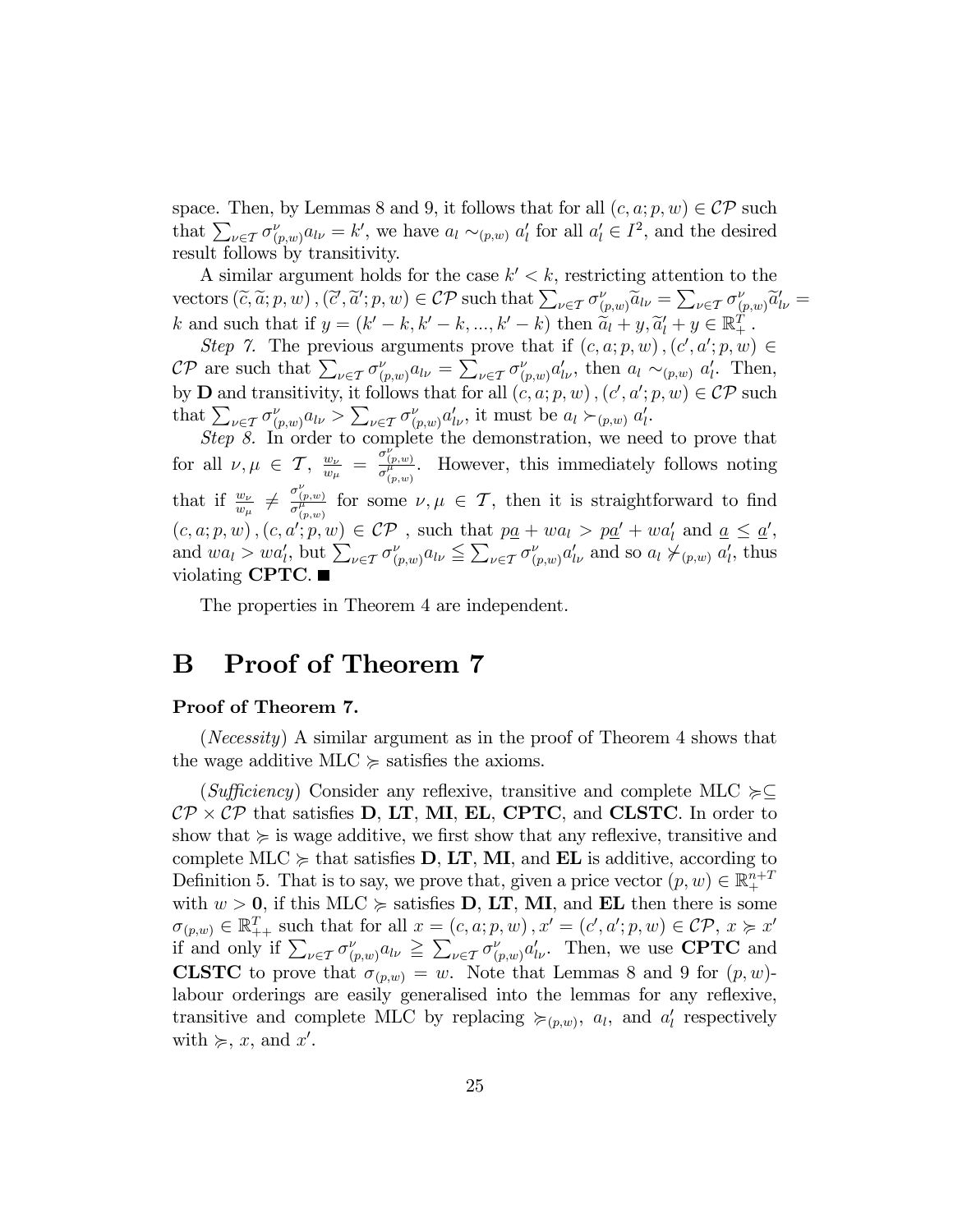space. Then, by Lemmas 8 and 9, it follows that for all $(c, a; p, w) \in \mathcal{CP}$ such that $\sum_{\nu \in \mathcal{T}} \sigma^{\nu}_{(p,w)} a_{l\nu} = k'$, we have $a_l \sim_{(p,w)} a'_l$ for all $a'_l \in I^2$, and the desired result follows by transitivity.

A similar argument holds for the case $k' < k$, restricting attention to the vectors $(\widetilde{c}, \widetilde{a}; p, w), (\widetilde{c}', \widetilde{a}'; p, w) \in \mathcal{CP}$ such that $\sum_{\nu \in \mathcal{T}} \sigma^{\nu}_{(p,w)} \widetilde{a}_{l\nu} = \sum_{\nu \in \mathcal{T}} \sigma^{\nu}_{(p,w)} \widetilde{a}'_{l\nu} = k$ and such that if $y = (k' - k, k' - k, ..., k' - k)$ then $\widetilde{a}_l + y, \widetilde{a}'_l + y \in \mathbb{R}^T_+$.

*Step 7.* The previous arguments prove that if $(c, a; p, w), (c', a'; p, w) \in \mathcal{CP}$ are such that $\sum_{\nu \in \mathcal{T}} \sigma^{\nu}_{(p,w)} a_{l\nu} = \sum_{\nu \in \mathcal{T}} \sigma^{\nu}_{(p,w)} a'_{l\nu}$, then $a_l \sim_{(p,w)} a'_l$. Then, by **D** and transitivity, it follows that for all $(c, a; p, w), (c', a'; p, w) \in \mathcal{CP}$ such that $\sum_{\nu \in \mathcal{T}} \sigma^{\nu}_{(p,w)} a_{l\nu} > \sum_{\nu \in \mathcal{T}} \sigma^{\nu}_{(p,w)} a'_{l\nu}$, it must be $a_l \succ_{(p,w)} a'_l$.

*Step 8.* In order to complete the demonstration, we need to prove that for all $\nu, \mu \in \mathcal{T}$, $\frac{w_\nu}{w_\mu} = \frac{\sigma^{\nu}_{(p,w)}}{\sigma^{\mu}_{(p,w)}}$. However, this immediately follows noting that if $\frac{w_\nu}{w_\mu} \neq \frac{\sigma^{\nu}_{(p,w)}}{\sigma^{\mu}_{(p,w)}}$ for some $\nu, \mu \in \mathcal{T}$, then it is straightforward to find $(c, a; p, w), (c, a'; p, w) \in \mathcal{CP}$ , such that $p\underline{a} + wa_l > p\underline{a}' + wa'_l$ and $\underline{a} \leq \underline{a}'$, and $wa_l > wa'_l$, but $\sum_{\nu \in \mathcal{T}} \sigma^{\nu}_{(p,w)} a_{l\nu} \leqq \sum_{\nu \in \mathcal{T}} \sigma^{\nu}_{(p,w)} a'_{l\nu}$ and so $a_l \not\succ_{(p,w)} a'_l$, thus violating **CPTC**. ■

The properties in Theorem 4 are independent.

# B Proof of Theorem 7

**Proof of Theorem 7.**

(*Necessity*) A similar argument as in the proof of Theorem 4 shows that the wage additive MLC $\succcurlyeq$ satisfies the axioms.

(*Sufficiency*) Consider any reflexive, transitive and complete MLC $\succcurlyeq \subseteq \mathcal{CP} \times \mathcal{CP}$ that satisfies **D**, **LT**, **MI**, **EL**, **CPTC**, and **CLSTC**. In order to show that $\succcurlyeq$ is wage additive, we first show that any reflexive, transitive and complete MLC $\succcurlyeq$ that satisfies **D**, **LT**, **MI**, and **EL** is additive, according to Definition 5. That is to say, we prove that, given a price vector $(p, w) \in \mathbb{R}^{n+T}_+$ with $w > \mathbf{0}$, if this MLC $\succcurlyeq$ satisfies **D**, **LT**, **MI**, and **EL** then there is some $\sigma_{(p,w)} \in \mathbb{R}^T_{++}$ such that for all $x = (c, a; p, w), x' = (c', a'; p, w) \in \mathcal{CP}$, $x \succcurlyeq x'$ if and only if $\sum_{\nu \in \mathcal{T}} \sigma^{\nu}_{(p,w)} a_{l\nu} \geqq \sum_{\nu \in \mathcal{T}} \sigma^{\nu}_{(p,w)} a'_{l\nu}$. Then, we use **CPTC** and **CLSTC** to prove that $\sigma_{(p,w)} = w$. Note that Lemmas 8 and 9 for $(p, w)$-labour orderings are easily generalised into the lemmas for any reflexive, transitive and complete MLC by replacing $\succcurlyeq_{(p,w)}$, $a_l$, and $a'_l$ respectively with $\succcurlyeq$, $x$, and $x'$.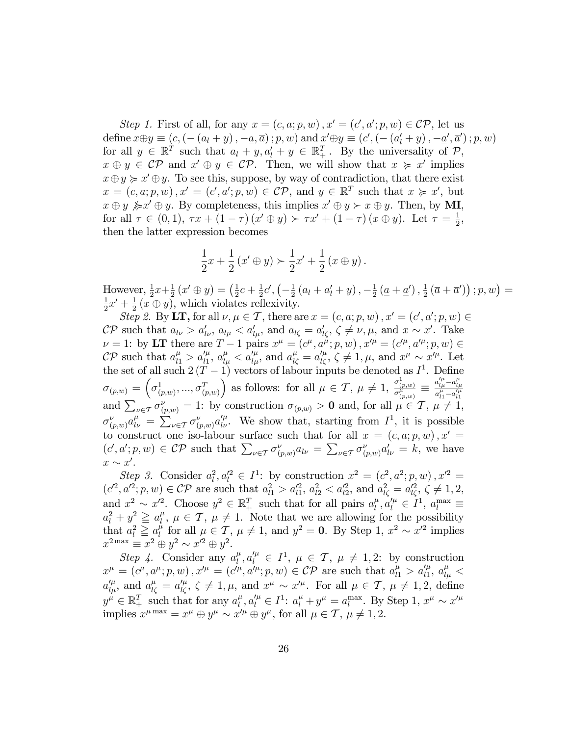*Step 1.* First of all, for any $x = (c, a; p, w), x' = (c', a'; p, w) \in \mathcal{CP}$, let us define $x \oplus y \equiv (c, (-(a_l + y), -\underline{a}, \overline{a}); p, w)$ and $x' \oplus y \equiv (c', (-(a'_l + y), -\underline{a}', \overline{a}'); p, w)$ for all $y \in \mathbb{R}^T$ such that $a_l + y, a'_l + y \in \mathbb{R}^T_+$. By the universality of $\mathcal{P}$, $x \oplus y \in \mathcal{CP}$ and $x' \oplus y \in \mathcal{CP}$. Then, we will show that $x \succcurlyeq x'$ implies $x \oplus y \succcurlyeq x' \oplus y$. To see this, suppose, by way of contradiction, that there exist $x = (c, a; p, w), x' = (c', a'; p, w) \in \mathcal{CP}$, and $y \in \mathbb{R}^T$ such that $x \succcurlyeq x'$, but $x \oplus y \not\succcurlyeq x' \oplus y$. By completeness, this implies $x' \oplus y \succ x \oplus y$. Then, by **MI**, for all $\tau \in (0, 1)$, $\tau x + (1 - \tau)(x' \oplus y) \succ \tau x' + (1 - \tau)(x \oplus y)$. Let $\tau = \frac{1}{2}$, then the latter expression becomes

$$\frac{1}{2}x + \frac{1}{2}(x' \oplus y) \succ \frac{1}{2}x' + \frac{1}{2}(x \oplus y).$$

However, $\frac{1}{2}x + \frac{1}{2}(x' \oplus y) = \left(\frac{1}{2}c + \frac{1}{2}c', \left(-\frac{1}{2}(a_l + a'_l + y), -\frac{1}{2}(\underline{a} + \underline{a}'), \frac{1}{2}(\overline{a} + \overline{a}')\right); p, w\right) = \frac{1}{2}x' + \frac{1}{2}(x \oplus y)$, which violates reflexivity.

*Step 2.* By **LT,** for all $\nu, \mu \in \mathcal{T}$, there are $x = (c, a; p, w), x' = (c', a'; p, w) \in \mathcal{CP}$ such that $a_{l\nu} > a'_{l\nu}$, $a_{l\mu} < a'_{l\mu}$, and $a_{l\zeta} = a'_{l\zeta}$, $\zeta \neq \nu, \mu$, and $x \sim x'$. Take $\nu = 1$: by **LT** there are $T - 1$ pairs $x^{\mu} = (c^{\mu}, a^{\mu}; p, w), x'^{\mu} = (c'^{\mu}, a'^{\mu}; p, w) \in \mathcal{CP}$ such that $a^{\mu}_{l1} > a'^{\mu}_{l1}$, $a^{\mu}_{l\mu} < a'^{\mu}_{l\mu}$, and $a^{\mu}_{l\zeta} = a'^{\mu}_{l\zeta}$, $\zeta \neq 1, \mu$, and $x^{\mu} \sim x'^{\mu}$. Let the set of all such $2(T-1)$ vectors of labour inputs be denoted as $I^1$. Define $\sigma_{(p,w)} = \left(\sigma^1_{(p,w)}, ..., \sigma^T_{(p,w)}\right)$ as follows: for all $\mu \in \mathcal{T}$, $\mu \neq 1$, $\frac{\sigma^1_{(p,w)}}{\sigma^{\mu}_{(p,w)}} \equiv \frac{a'^{\mu}_{l\mu} - a^{\mu}_{l\mu}}{a^{\mu}_{l1} - a'^{\mu}_{l1}}$ and $\sum_{\nu \in \mathcal{T}} \sigma^{\nu}_{(p,w)} = 1$: by construction $\sigma_{(p,w)} > \mathbf{0}$ and, for all $\mu \in \mathcal{T}$, $\mu \neq 1$, $\sigma^{\nu}_{(p,w)} a^{\mu}_{l\nu} = \sum_{\nu \in \mathcal{T}} \sigma^{\nu}_{(p,w)} a'^{\mu}_{l\nu}$. We show that, starting from $I^1$, it is possible to construct one iso-labour surface such that for all $x = (c, a; p, w), x' = (c', a'; p, w) \in \mathcal{CP}$ such that $\sum_{\nu \in \mathcal{T}} \sigma^{\nu}_{(p,w)} a_{l\nu} = \sum_{\nu \in \mathcal{T}} \sigma^{\nu}_{(p,w)} a'_{l\nu} = k$, we have $x \sim x'$.

*Step 3.* Consider $a^2_l, a'^2_l \in I^1$: by construction $x^2 = (c^2, a^2; p, w), x'^2 = (c'^2, a'^2; p, w) \in \mathcal{CP}$ are such that $a^2_{l1} > a'^2_{l1}$, $a^2_{l2} < a'^2_{l2}$, and $a^2_{l\zeta} = a'^2_{l\zeta}$, $\zeta \neq 1, 2$, and $x^2 \sim x'^2$. Choose $y^2 \in \mathbb{R}^T_+$ such that for all pairs $a^{\mu}_l, a'^{\mu}_l \in I^1$, $a^{\max}_l \equiv a^2_l + y^2 \geqq a^{\mu}_l$, $\mu \in \mathcal{T}$, $\mu \neq 1$. Note that we are allowing for the possibility that $a^2_l \geqq a^{\mu}_l$ for all $\mu \in \mathcal{T}$, $\mu \neq 1$, and $y^2 = \mathbf{0}$. By Step 1, $x^2 \sim x'^2$ implies $x^{2\max} \equiv x^2 \oplus y^2 \sim x'^2 \oplus y^2$.

*Step 4.* Consider any $a^{\mu}_l, a'^{\mu}_l \in I^1$, $\mu \in \mathcal{T}$, $\mu \neq 1, 2$: by construction $x^{\mu} = (c^{\mu}, a^{\mu}; p, w), x'^{\mu} = (c'^{\mu}, a'^{\mu}; p, w) \in \mathcal{CP}$ are such that $a^{\mu}_{l1} > a'^{\mu}_{l1}$, $a^{\mu}_{l\mu} < a'^{\mu}_{l\mu}$, and $a^{\mu}_{l\zeta} = a'^{\mu}_{l\zeta}$, $\zeta \neq 1, \mu$, and $x^{\mu} \sim x'^{\mu}$. For all $\mu \in \mathcal{T}$, $\mu \neq 1, 2$, define $y^{\mu} \in \mathbb{R}^T_+$ such that for any $a^{\mu}_l, a'^{\mu}_l \in I^1$: $a^{\mu}_l + y^{\mu} = a^{\max}_l$. By Step 1, $x^{\mu} \sim x'^{\mu}$ implies $x^{\mu\max} = x^{\mu} \oplus y^{\mu} \sim x'^{\mu} \oplus y^{\mu}$, for all $\mu \in \mathcal{T}$, $\mu \neq 1, 2$.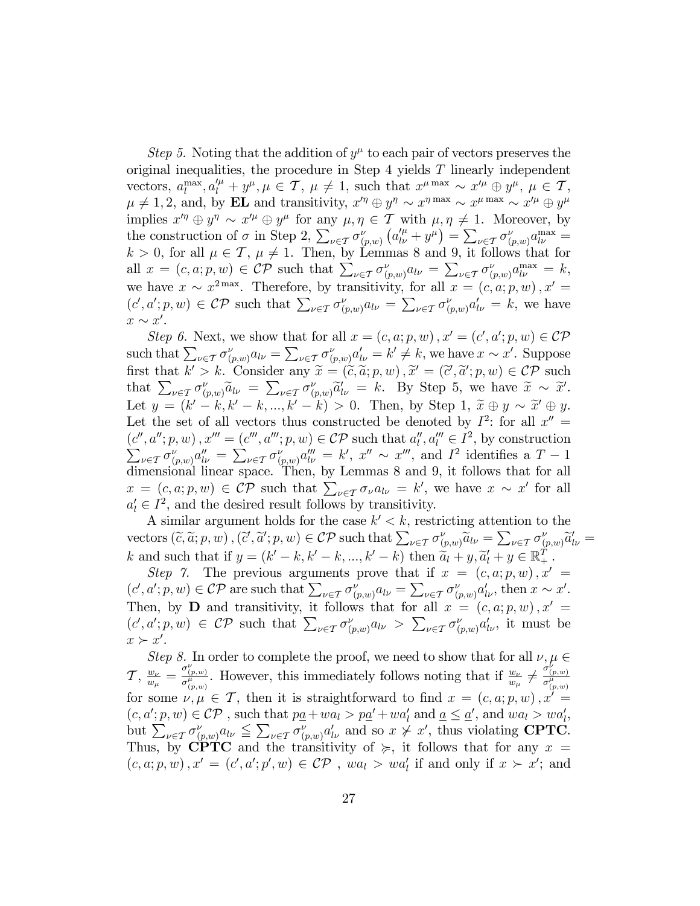*Step 5.* Noting that the addition of $y^\mu$ to each pair of vectors preserves the original inequalities, the procedure in Step 4 yields $T$ linearly independent vectors, $a_l^{\max}, a_l'^{\mu} + y^\mu, \mu \in \mathcal{T}, \mu \neq 1$, such that $x^{\mu \max} \sim x'^{\mu} \oplus y^\mu$, $\mu \in \mathcal{T}$, $\mu \neq 1, 2$, and, by **EL** and transitivity, $x'^{\eta} \oplus y^\eta \sim x^{\eta \max} \sim x^{\mu \max} \sim x'^{\mu} \oplus y^\mu$ implies $x'^{\eta} \oplus y^\eta \sim x'^{\mu} \oplus y^\mu$ for any $\mu, \eta \in \mathcal{T}$ with $\mu, \eta \neq 1$. Moreover, by the construction of $\sigma$ in Step 2, $\sum_{\nu \in \mathcal{T}} \sigma_{(p,w)}^{\nu} \left(a_{l\nu}'^{\mu} + y^\mu\right) = \sum_{\nu \in \mathcal{T}} \sigma_{(p,w)}^{\nu} a_{l\nu}^{\max} = k > 0$, for all $\mu \in \mathcal{T}$, $\mu \neq 1$. Then, by Lemmas 8 and 9, it follows that for all $x = (c, a; p, w) \in \mathcal{CP}$ such that $\sum_{\nu \in \mathcal{T}} \sigma_{(p,w)}^{\nu} a_{l\nu} = \sum_{\nu \in \mathcal{T}} \sigma_{(p,w)}^{\nu} a_{l\nu}^{\max} = k$, we have $x \sim x^{2\max}$. Therefore, by transitivity, for all $x = (c, a; p, w), x' = (c', a'; p, w) \in \mathcal{CP}$ such that $\sum_{\nu \in \mathcal{T}} \sigma_{(p,w)}^{\nu} a_{l\nu} = \sum_{\nu \in \mathcal{T}} \sigma_{(p,w)}^{\nu} a_{l\nu}' = k$, we have $x \sim x'$.

*Step 6.* Next, we show that for all $x = (c, a; p, w), x' = (c', a'; p, w) \in \mathcal{CP}$ such that $\sum_{\nu \in \mathcal{T}} \sigma_{(p,w)}^{\nu} a_{l\nu} = \sum_{\nu \in \mathcal{T}} \sigma_{(p,w)}^{\nu} a_{l\nu}' = k' \neq k$, we have $x \sim x'$. Suppose first that $k' > k$. Consider any $\widetilde{x} = (\widetilde{c}, \widetilde{a}; p, w), \widetilde{x}' = (\widetilde{c}', \widetilde{a}'; p, w) \in \mathcal{CP}$ such that $\sum_{\nu \in \mathcal{T}} \sigma_{(p,w)}^{\nu} \widetilde{a}_{l\nu} = \sum_{\nu \in \mathcal{T}} \sigma_{(p,w)}^{\nu} \widetilde{a}_{l\nu}' = k$. By Step 5, we have $\widetilde{x} \sim \widetilde{x}'$. Let $y = (k' - k, k' - k, ..., k' - k) > 0$. Then, by Step 1, $\widetilde{x} \oplus y \sim \widetilde{x}' \oplus y$. Let the set of all vectors thus constructed be denoted by $I^2$: for all $x'' = (c'', a''; p, w), x''' = (c''', a'''; p, w) \in \mathcal{CP}$ such that $a_l'', a_l''' \in I^2$, by construction $\sum_{\nu \in \mathcal{T}} \sigma_{(p,w)}^{\nu} a_{l\nu}'' = \sum_{\nu \in \mathcal{T}} \sigma_{(p,w)}^{\nu} a_{l\nu}''' = k'$, $x'' \sim x'''$, and $I^2$ identifies a $T - 1$ dimensional linear space. Then, by Lemmas 8 and 9, it follows that for all $x = (c, a; p, w) \in \mathcal{CP}$ such that $\sum_{\nu \in \mathcal{T}} \sigma_\nu a_{l\nu} = k'$, we have $x \sim x'$ for all $a_l' \in I^2$, and the desired result follows by transitivity.

A similar argument holds for the case $k' < k$, restricting attention to the vectors $(\widetilde{c}, \widetilde{a}; p, w), (\widetilde{c}', \widetilde{a}'; p, w) \in \mathcal{CP}$ such that $\sum_{\nu \in \mathcal{T}} \sigma_{(p,w)}^{\nu} \widetilde{a}_{l\nu} = \sum_{\nu \in \mathcal{T}} \sigma_{(p,w)}^{\nu} \widetilde{a}_{l\nu}' = k$ and such that if $y = (k' - k, k' - k, ..., k' - k)$ then $\widetilde{a}_l + y, \widetilde{a}_l' + y \in \mathbb{R}_+^T$.

*Step 7.* The previous arguments prove that if $x = (c, a; p, w), x' = (c', a'; p, w) \in \mathcal{CP}$ are such that $\sum_{\nu \in \mathcal{T}} \sigma_{(p,w)}^{\nu} a_{l\nu} = \sum_{\nu \in \mathcal{T}} \sigma_{(p,w)}^{\nu} a_{l\nu}'$, then $x \sim x'$. Then, by **D** and transitivity, it follows that for all $x = (c, a; p, w), x' = (c', a'; p, w) \in \mathcal{CP}$ such that $\sum_{\nu \in \mathcal{T}} \sigma_{(p,w)}^{\nu} a_{l\nu} > \sum_{\nu \in \mathcal{T}} \sigma_{(p,w)}^{\nu} a_{l\nu}'$, it must be $x \succ x'$.

*Step 8.* In order to complete the proof, we need to show that for all $\nu, \mu \in \mathcal{T}$, $\frac{w_\nu}{w_\mu} = \frac{\sigma_{(p,w)}^{\nu}}{\sigma_{(p,w)}^{\mu}}$. However, this immediately follows noting that if $\frac{w_\nu}{w_\mu} \neq \frac{\sigma_{(p,w)}^{\nu}}{\sigma_{(p,w)}^{\mu}}$ for some $\nu, \mu \in \mathcal{T}$, then it is straightforward to find $x = (c, a; p, w), x' = (c, a'; p, w) \in \mathcal{CP}$ , such that $p\underline{a} + wa_l > p\underline{a}' + wa_l'$ and $\underline{a} \leq \underline{a}'$, and $wa_l > wa_l'$, but $\sum_{\nu \in \mathcal{T}} \sigma_{(p,w)}^{\nu} a_{l\nu} \leqq \sum_{\nu \in \mathcal{T}} \sigma_{(p,w)}^{\nu} a_{l\nu}'$ and so $x \not\succ x'$, thus violating **CPTC**. Thus, by **CPTC** and the transitivity of $\succcurlyeq$, it follows that for any $x = (c, a; p, w), x' = (c', a'; p', w) \in \mathcal{CP}$ , $wa_l > wa_l'$ if and only if $x \succ x'$; and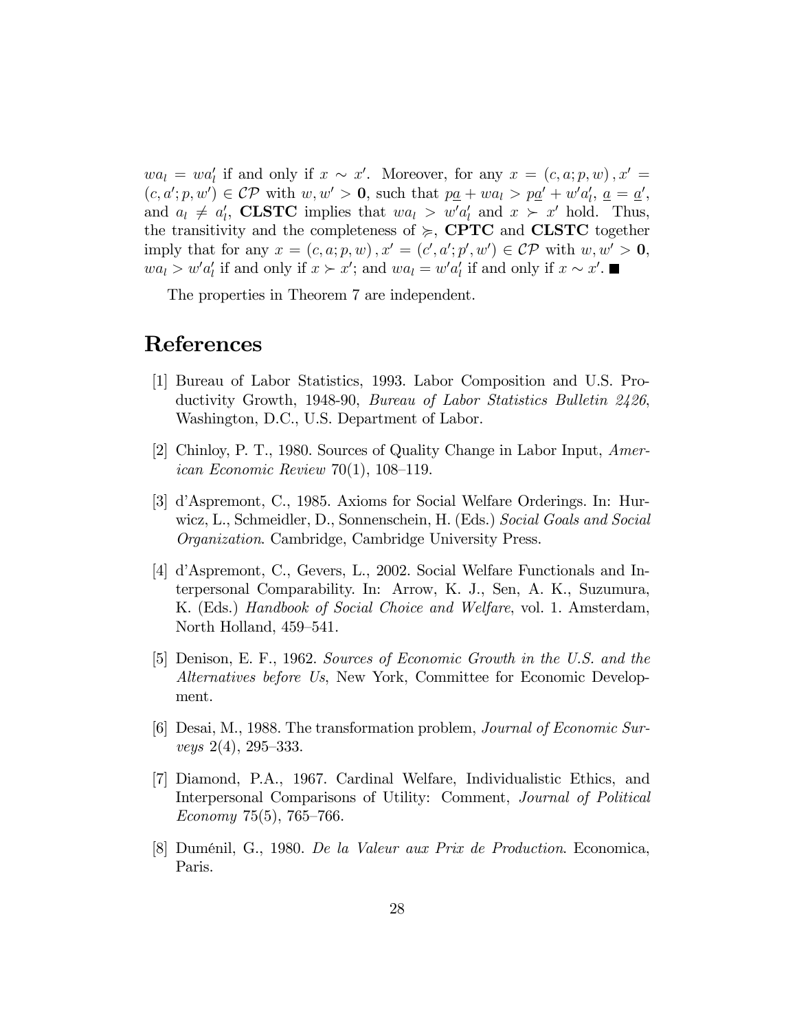$wa_l = wa'_l$ if and only if $x \sim x'$. Moreover, for any $x = (c, a; p, w), x' = (c, a'; p, w') \in \mathcal{CP}$ with $w, w' > \mathbf{0}$, such that $p\underline{a} + wa_l > p\underline{a}' + w'a'_l$, $\underline{a} = \underline{a}'$, and $a_l \neq a'_l$, **CLSTC** implies that $wa_l > w'a'_l$ and $x \succ x'$ hold. Thus, the transitivity and the completeness of $\succcurlyeq$, **CPTC** and **CLSTC** together imply that for any $x = (c, a; p, w), x' = (c', a'; p', w') \in \mathcal{CP}$ with $w, w' > \mathbf{0}$, $wa_l > w'a'_l$ if and only if $x \succ x'$; and $wa_l = w'a'_l$ if and only if $x \sim x'$. ■

The properties in Theorem 7 are independent.

# References

[1] Bureau of Labor Statistics, 1993. Labor Composition and U.S. Productivity Growth, 1948-90, *Bureau of Labor Statistics Bulletin 2426*, Washington, D.C., U.S. Department of Labor.

[2] Chinloy, P. T., 1980. Sources of Quality Change in Labor Input, *American Economic Review* 70(1), 108–119.

[3] d'Aspremont, C., 1985. Axioms for Social Welfare Orderings. In: Hurwicz, L., Schmeidler, D., Sonnenschein, H. (Eds.) *Social Goals and Social Organization*. Cambridge, Cambridge University Press.

[4] d'Aspremont, C., Gevers, L., 2002. Social Welfare Functionals and Interpersonal Comparability. In: Arrow, K. J., Sen, A. K., Suzumura, K. (Eds.) *Handbook of Social Choice and Welfare*, vol. 1. Amsterdam, North Holland, 459–541.

[5] Denison, E. F., 1962. *Sources of Economic Growth in the U.S. and the Alternatives before Us*, New York, Committee for Economic Development.

[6] Desai, M., 1988. The transformation problem, *Journal of Economic Surveys* 2(4), 295–333.

[7] Diamond, P.A., 1967. Cardinal Welfare, Individualistic Ethics, and Interpersonal Comparisons of Utility: Comment, *Journal of Political Economy* 75(5), 765–766.

[8] Duménil, G., 1980. *De la Valeur aux Prix de Production*. Economica, Paris.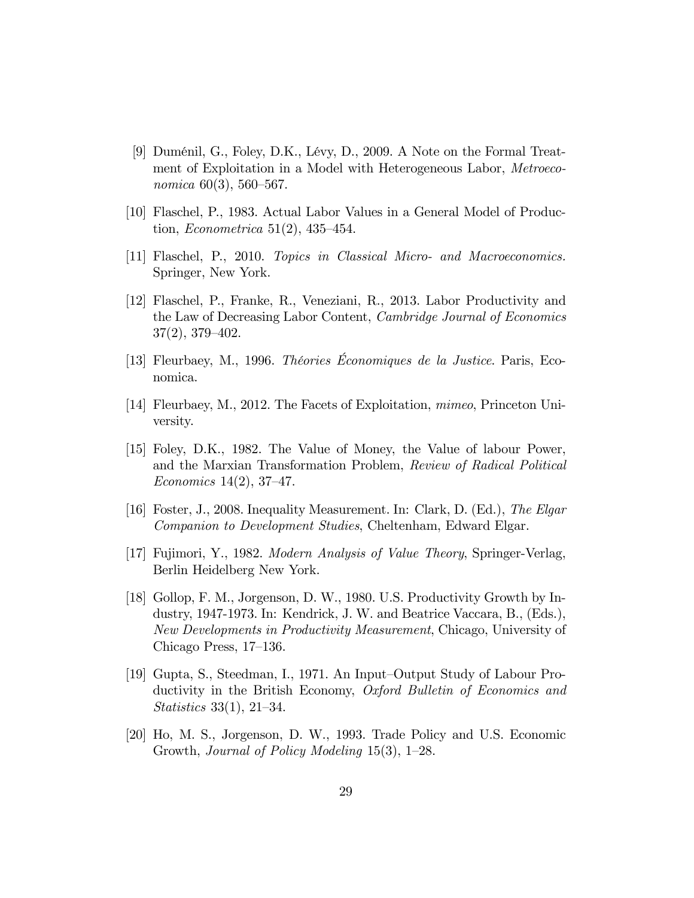[9] Duménil, G., Foley, D.K., Lévy, D., 2009. A Note on the Formal Treatment of Exploitation in a Model with Heterogeneous Labor, *Metroeconomica* 60(3), 560–567.

[10] Flaschel, P., 1983. Actual Labor Values in a General Model of Production, *Econometrica* 51(2), 435–454.

[11] Flaschel, P., 2010. *Topics in Classical Micro- and Macroeconomics.* Springer, New York.

[12] Flaschel, P., Franke, R., Veneziani, R., 2013. Labor Productivity and the Law of Decreasing Labor Content, *Cambridge Journal of Economics* 37(2), 379–402.

[13] Fleurbaey, M., 1996. *Théories Économiques de la Justice*. Paris, Economica.

[14] Fleurbaey, M., 2012. The Facets of Exploitation, *mimeo*, Princeton University.

[15] Foley, D.K., 1982. The Value of Money, the Value of labour Power, and the Marxian Transformation Problem, *Review of Radical Political Economics* 14(2), 37–47.

[16] Foster, J., 2008. Inequality Measurement. In: Clark, D. (Ed.), *The Elgar Companion to Development Studies*, Cheltenham, Edward Elgar.

[17] Fujimori, Y., 1982. *Modern Analysis of Value Theory*, Springer-Verlag, Berlin Heidelberg New York.

[18] Gollop, F. M., Jorgenson, D. W., 1980. U.S. Productivity Growth by Industry, 1947-1973. In: Kendrick, J. W. and Beatrice Vaccara, B., (Eds.), *New Developments in Productivity Measurement*, Chicago, University of Chicago Press, 17–136.

[19] Gupta, S., Steedman, I., 1971. An Input–Output Study of Labour Productivity in the British Economy, *Oxford Bulletin of Economics and Statistics* 33(1), 21–34.

[20] Ho, M. S., Jorgenson, D. W., 1993. Trade Policy and U.S. Economic Growth, *Journal of Policy Modeling* 15(3), 1–28.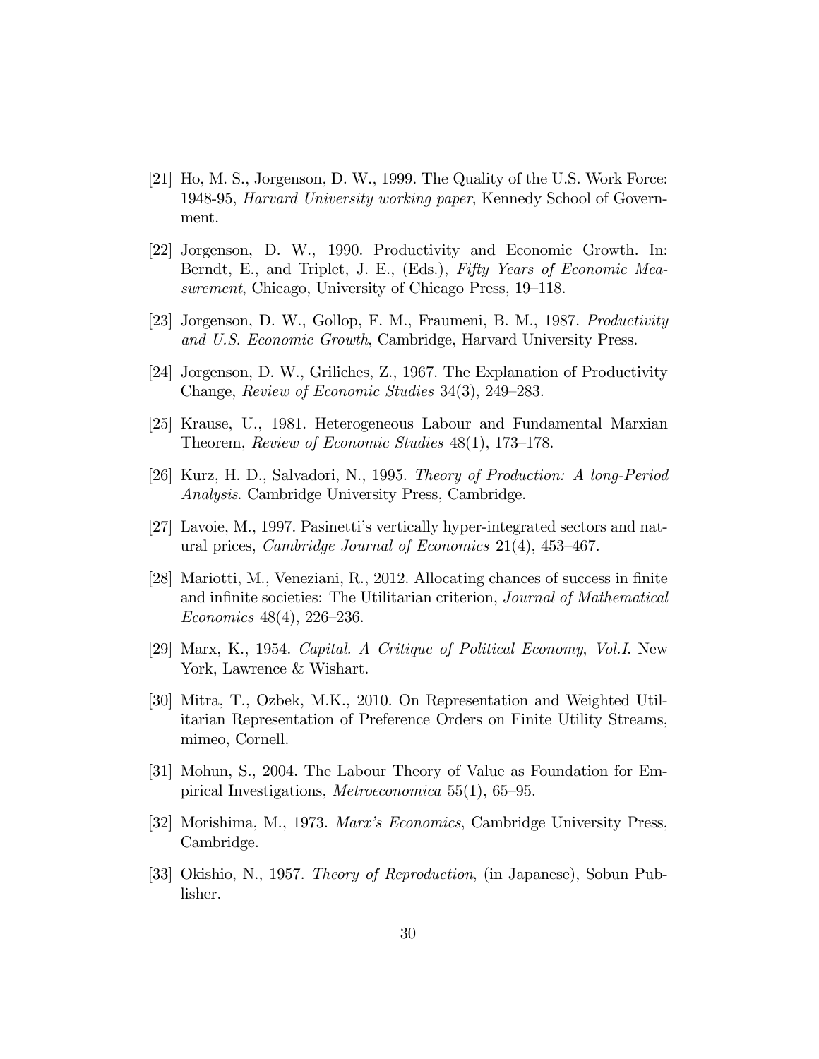[21] Ho, M. S., Jorgenson, D. W., 1999. The Quality of the U.S. Work Force: 1948-95, *Harvard University working paper*, Kennedy School of Government.

[22] Jorgenson, D. W., 1990. Productivity and Economic Growth. In: Berndt, E., and Triplet, J. E., (Eds.), *Fifty Years of Economic Measurement*, Chicago, University of Chicago Press, 19–118.

[23] Jorgenson, D. W., Gollop, F. M., Fraumeni, B. M., 1987. *Productivity and U.S. Economic Growth*, Cambridge, Harvard University Press.

[24] Jorgenson, D. W., Griliches, Z., 1967. The Explanation of Productivity Change, *Review of Economic Studies* 34(3), 249–283.

[25] Krause, U., 1981. Heterogeneous Labour and Fundamental Marxian Theorem, *Review of Economic Studies* 48(1), 173–178.

[26] Kurz, H. D., Salvadori, N., 1995. *Theory of Production: A long-Period Analysis*. Cambridge University Press, Cambridge.

[27] Lavoie, M., 1997. Pasinetti's vertically hyper-integrated sectors and natural prices, *Cambridge Journal of Economics* 21(4), 453–467.

[28] Mariotti, M., Veneziani, R., 2012. Allocating chances of success in finite and infinite societies: The Utilitarian criterion, *Journal of Mathematical Economics* 48(4), 226–236.

[29] Marx, K., 1954. *Capital. A Critique of Political Economy*, *Vol.I.* New York, Lawrence & Wishart.

[30] Mitra, T., Ozbek, M.K., 2010. On Representation and Weighted Utilitarian Representation of Preference Orders on Finite Utility Streams, mimeo, Cornell.

[31] Mohun, S., 2004. The Labour Theory of Value as Foundation for Empirical Investigations, *Metroeconomica* 55(1), 65–95.

[32] Morishima, M., 1973. *Marx's Economics*, Cambridge University Press, Cambridge.

[33] Okishio, N., 1957. *Theory of Reproduction*, (in Japanese), Sobun Publisher.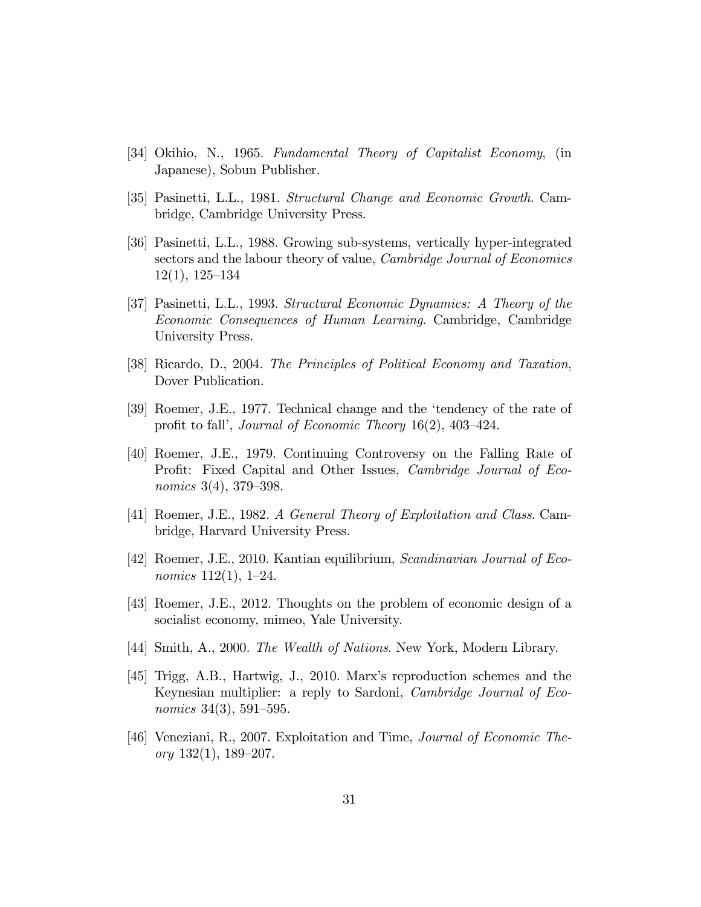[34] Okihio, N., 1965. *Fundamental Theory of Capitalist Economy*, (in Japanese), Sobun Publisher.

[35] Pasinetti, L.L., 1981. *Structural Change and Economic Growth*. Cambridge, Cambridge University Press.

[36] Pasinetti, L.L., 1988. Growing sub-systems, vertically hyper-integrated sectors and the labour theory of value, *Cambridge Journal of Economics* 12(1), 125–134

[37] Pasinetti, L.L., 1993. *Structural Economic Dynamics: A Theory of the Economic Consequences of Human Learning*. Cambridge, Cambridge University Press.

[38] Ricardo, D., 2004. *The Principles of Political Economy and Taxation*, Dover Publication.

[39] Roemer, J.E., 1977. Technical change and the 'tendency of the rate of profit to fall', *Journal of Economic Theory* 16(2), 403–424.

[40] Roemer, J.E., 1979. Continuing Controversy on the Falling Rate of Profit: Fixed Capital and Other Issues, *Cambridge Journal of Economics* 3(4), 379–398.

[41] Roemer, J.E., 1982. *A General Theory of Exploitation and Class*. Cambridge, Harvard University Press.

[42] Roemer, J.E., 2010. Kantian equilibrium, *Scandinavian Journal of Economics* 112(1), 1–24.

[43] Roemer, J.E., 2012. Thoughts on the problem of economic design of a socialist economy, mimeo, Yale University.

[44] Smith, A., 2000. *The Wealth of Nations*. New York, Modern Library.

[45] Trigg, A.B., Hartwig, J., 2010. Marx's reproduction schemes and the Keynesian multiplier: a reply to Sardoni, *Cambridge Journal of Economics* 34(3), 591–595.

[46] Veneziani, R., 2007. Exploitation and Time, *Journal of Economic Theory* 132(1), 189–207.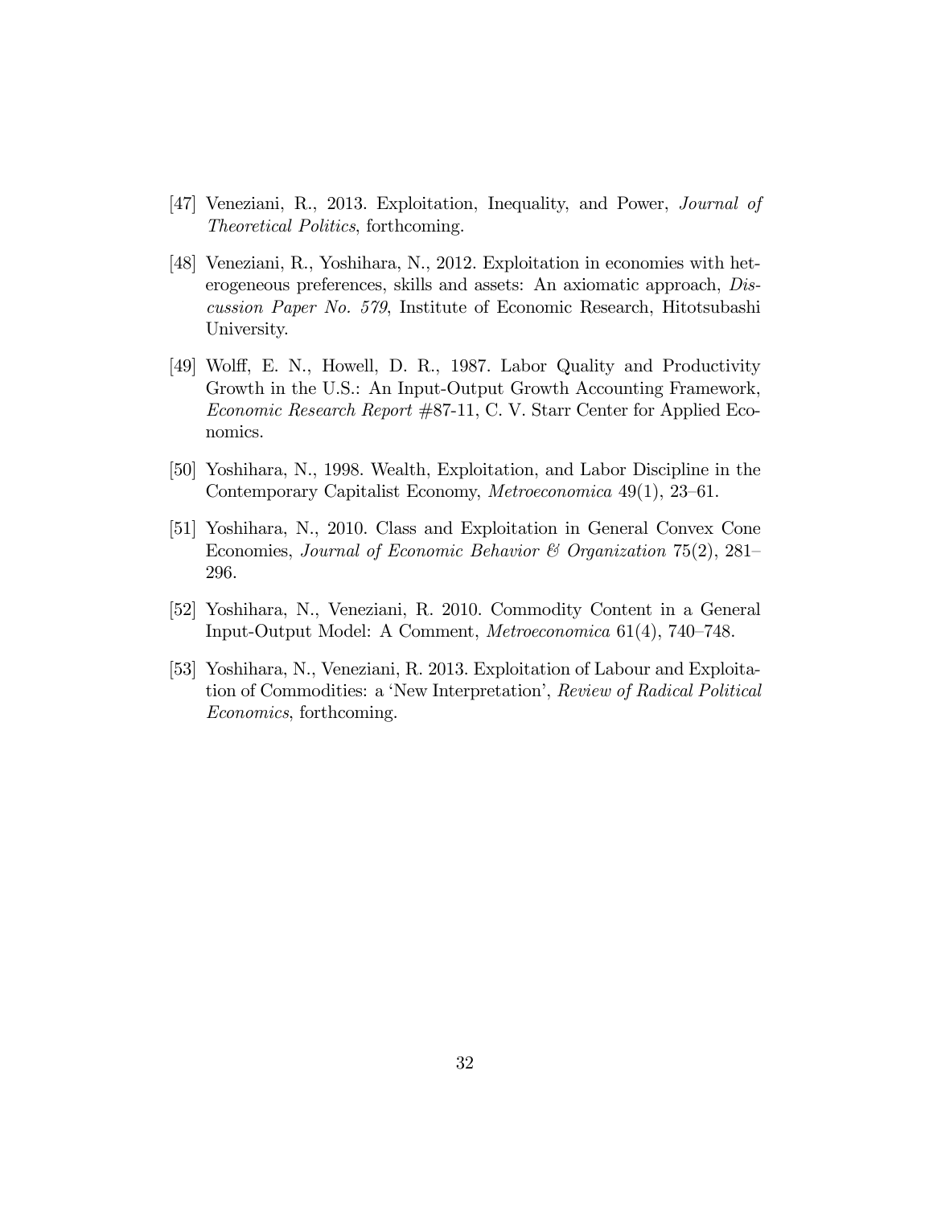[47] Veneziani, R., 2013. Exploitation, Inequality, and Power, *Journal of Theoretical Politics*, forthcoming.

[48] Veneziani, R., Yoshihara, N., 2012. Exploitation in economies with heterogeneous preferences, skills and assets: An axiomatic approach, *Discussion Paper No. 579*, Institute of Economic Research, Hitotsubashi University.

[49] Wolff, E. N., Howell, D. R., 1987. Labor Quality and Productivity Growth in the U.S.: An Input-Output Growth Accounting Framework, *Economic Research Report* #87-11, C. V. Starr Center for Applied Economics.

[50] Yoshihara, N., 1998. Wealth, Exploitation, and Labor Discipline in the Contemporary Capitalist Economy, *Metroeconomica* 49(1), 23–61.

[51] Yoshihara, N., 2010. Class and Exploitation in General Convex Cone Economies, *Journal of Economic Behavior & Organization* 75(2), 281–296.

[52] Yoshihara, N., Veneziani, R. 2010. Commodity Content in a General Input-Output Model: A Comment, *Metroeconomica* 61(4), 740–748.

[53] Yoshihara, N., Veneziani, R. 2013. Exploitation of Labour and Exploitation of Commodities: a 'New Interpretation', *Review of Radical Political Economics*, forthcoming.